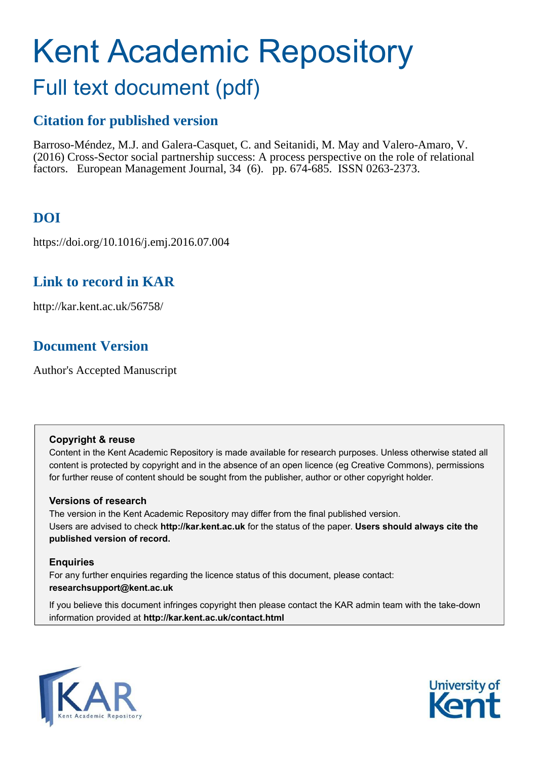# Kent Academic Repository

## Full text document (pdf)

### Citation for published version

Barroso-Méndez, M.J. and Galera-Casquet, C. and Seitanidi, M. May and Valero-Amaro, V. (2016) Cross-Sector social partnership success: A process perspective on the role of relational factors. European Management Journal, 34 (6). pp. 674-685. ISSN 0263-2373.

### DOI

https://doi.org/10.1016/j.emj.2016.07.004

### Link to record in KAR

http://kar.kent.ac.uk/56758/

### Document Version

Author's Accepted Manuscript

**Copyright & reuse**

Content in the Kent Academic Repository is made available for research purposes. Unless otherwise stated all content is protected by copyright and in the absence of an open licence (eg Creative Commons), permissions for further reuse of content should be sought from the publisher, author or other copyright holder.

**Versions of research**

The version in the Kent Academic Repository may differ from the final published version. Users are advised to check **http://kar.kent.ac.uk** for the status of the paper. **Users should always cite the published version of record.**

**Enquiries**

For any further enquiries regarding the licence status of this document, please contact: **researchsupport@kent.ac.uk**

If you believe this document infringes copyright then please contact the KAR admin team with the take-down information provided at **http://kar.kent.ac.uk/contact.html**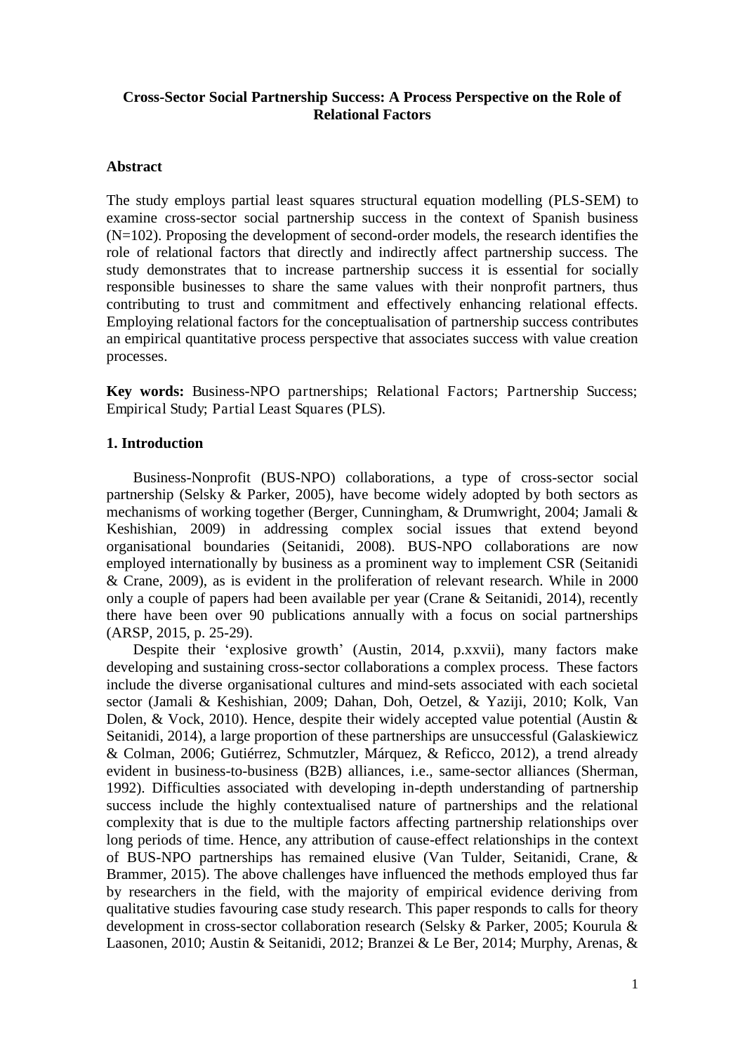**Cross-Sector Social Partnership Success: A Process Perspective on the Role of Relational Factors**

## Abstract

The study employs partial least squares structural equation modelling (PLS-SEM) to examine cross-sector social partnership success in the context of Spanish business (N=102). Proposing the development of second-order models, the research identifies the role of relational factors that directly and indirectly affect partnership success. The study demonstrates that to increase partnership success it is essential for socially responsible businesses to share the same values with their nonprofit partners, thus contributing to trust and commitment and effectively enhancing relational effects. Employing relational factors for the conceptualisation of partnership success contributes an empirical quantitative process perspective that associates success with value creation processes.

**Key words:** Business-NPO partnerships; Relational Factors; Partnership Success; Empirical Study; Partial Least Squares (PLS).

## 1. Introduction

Business-Nonprofit (BUS-NPO) collaborations, a type of cross-sector social partnership (Selsky & Parker, 2005), have become widely adopted by both sectors as mechanisms of working together (Berger, Cunningham, & Drumwright, 2004; Jamali & Keshishian, 2009) in addressing complex social issues that extend beyond organisational boundaries (Seitanidi, 2008). BUS-NPO collaborations are now employed internationally by business as a prominent way to implement CSR (Seitanidi & Crane, 2009), as is evident in the proliferation of relevant research. While in 2000 only a couple of papers had been available per year (Crane & Seitanidi, 2014), recently there have been over 90 publications annually with a focus on social partnerships (ARSP, 2015, p. 25-29).

Despite their 'explosive growth' (Austin, 2014, p.xxvii), many factors make developing and sustaining cross-sector collaborations a complex process. These factors include the diverse organisational cultures and mind-sets associated with each societal sector (Jamali & Keshishian, 2009; Dahan, Doh, Oetzel, & Yaziji, 2010; Kolk, Van Dolen, & Vock, 2010). Hence, despite their widely accepted value potential (Austin & Seitanidi, 2014), a large proportion of these partnerships are unsuccessful (Galaskiewicz & Colman, 2006; Gutiérrez, Schmutzler, Márquez, & Reficco, 2012), a trend already evident in business-to-business (B2B) alliances, i.e., same-sector alliances (Sherman, 1992). Difficulties associated with developing in-depth understanding of partnership success include the highly contextualised nature of partnerships and the relational complexity that is due to the multiple factors affecting partnership relationships over long periods of time. Hence, any attribution of cause-effect relationships in the context of BUS-NPO partnerships has remained elusive (Van Tulder, Seitanidi, Crane, & Brammer, 2015). The above challenges have influenced the methods employed thus far by researchers in the field, with the majority of empirical evidence deriving from qualitative studies favouring case study research. This paper responds to calls for theory development in cross-sector collaboration research (Selsky & Parker, 2005; Kourula & Laasonen, 2010; Austin & Seitanidi, 2012; Branzei & Le Ber, 2014; Murphy, Arenas, &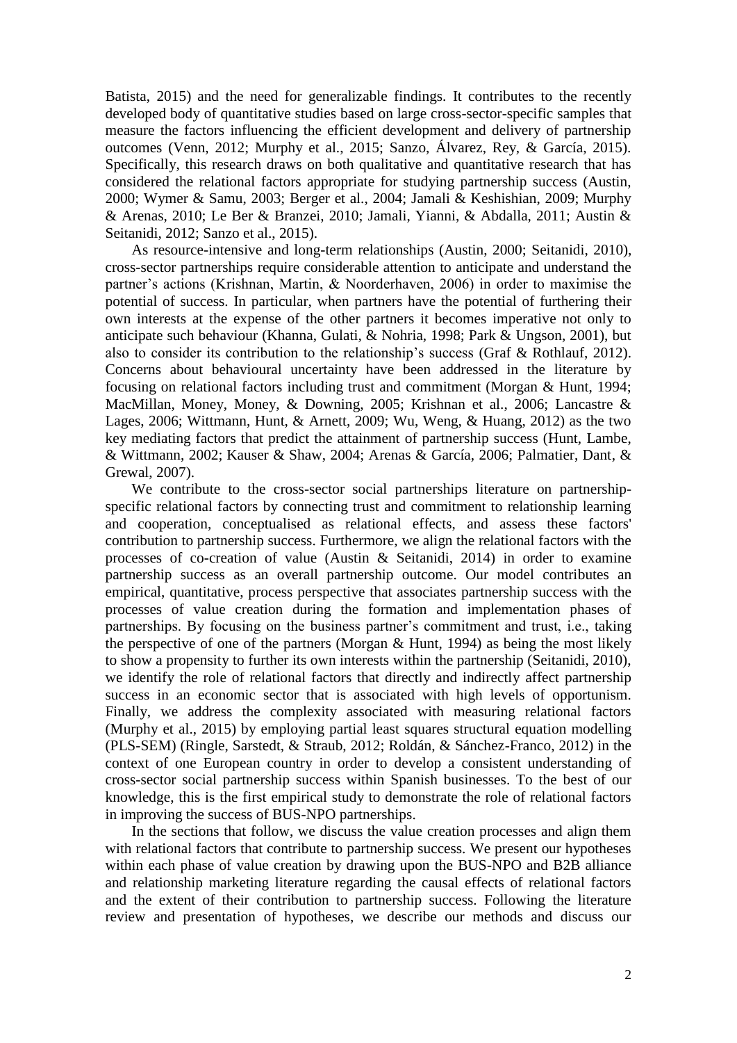Batista, 2015) and the need for generalizable findings. It contributes to the recently developed body of quantitative studies based on large cross-sector-specific samples that measure the factors influencing the efficient development and delivery of partnership outcomes (Venn, 2012; Murphy et al., 2015; Sanzo, Álvarez, Rey, & García, 2015). Specifically, this research draws on both qualitative and quantitative research that has considered the relational factors appropriate for studying partnership success (Austin, 2000; Wymer & Samu, 2003; Berger et al., 2004; Jamali & Keshishian, 2009; Murphy & Arenas, 2010; Le Ber & Branzei, 2010; Jamali, Yianni, & Abdalla, 2011; Austin & Seitanidi, 2012; Sanzo et al., 2015).

As resource-intensive and long-term relationships (Austin, 2000; Seitanidi, 2010), cross-sector partnerships require considerable attention to anticipate and understand the partner's actions (Krishnan, Martin, & Noorderhaven, 2006) in order to maximise the potential of success. In particular, when partners have the potential of furthering their own interests at the expense of the other partners it becomes imperative not only to anticipate such behaviour (Khanna, Gulati, & Nohria, 1998; Park & Ungson, 2001), but also to consider its contribution to the relationship's success (Graf & Rothlauf, 2012). Concerns about behavioural uncertainty have been addressed in the literature by focusing on relational factors including trust and commitment (Morgan & Hunt, 1994; MacMillan, Money, Money, & Downing, 2005; Krishnan et al., 2006; Lancastre & Lages, 2006; Wittmann, Hunt, & Arnett, 2009; Wu, Weng, & Huang, 2012) as the two key mediating factors that predict the attainment of partnership success (Hunt, Lambe, & Wittmann, 2002; Kauser & Shaw, 2004; Arenas & García, 2006; Palmatier, Dant, & Grewal, 2007).

We contribute to the cross-sector social partnerships literature on partnership-specific relational factors by connecting trust and commitment to relationship learning and cooperation, conceptualised as relational effects, and assess these factors' contribution to partnership success. Furthermore, we align the relational factors with the processes of co-creation of value (Austin & Seitanidi, 2014) in order to examine partnership success as an overall partnership outcome. Our model contributes an empirical, quantitative, process perspective that associates partnership success with the processes of value creation during the formation and implementation phases of partnerships. By focusing on the business partner's commitment and trust, i.e., taking the perspective of one of the partners (Morgan & Hunt, 1994) as being the most likely to show a propensity to further its own interests within the partnership (Seitanidi, 2010), we identify the role of relational factors that directly and indirectly affect partnership success in an economic sector that is associated with high levels of opportunism. Finally, we address the complexity associated with measuring relational factors (Murphy et al., 2015) by employing partial least squares structural equation modelling (PLS-SEM) (Ringle, Sarstedt, & Straub, 2012; Roldán, & Sánchez-Franco, 2012) in the context of one European country in order to develop a consistent understanding of cross-sector social partnership success within Spanish businesses. To the best of our knowledge, this is the first empirical study to demonstrate the role of relational factors in improving the success of BUS-NPO partnerships.

In the sections that follow, we discuss the value creation processes and align them with relational factors that contribute to partnership success. We present our hypotheses within each phase of value creation by drawing upon the BUS-NPO and B2B alliance and relationship marketing literature regarding the causal effects of relational factors and the extent of their contribution to partnership success. Following the literature review and presentation of hypotheses, we describe our methods and discuss our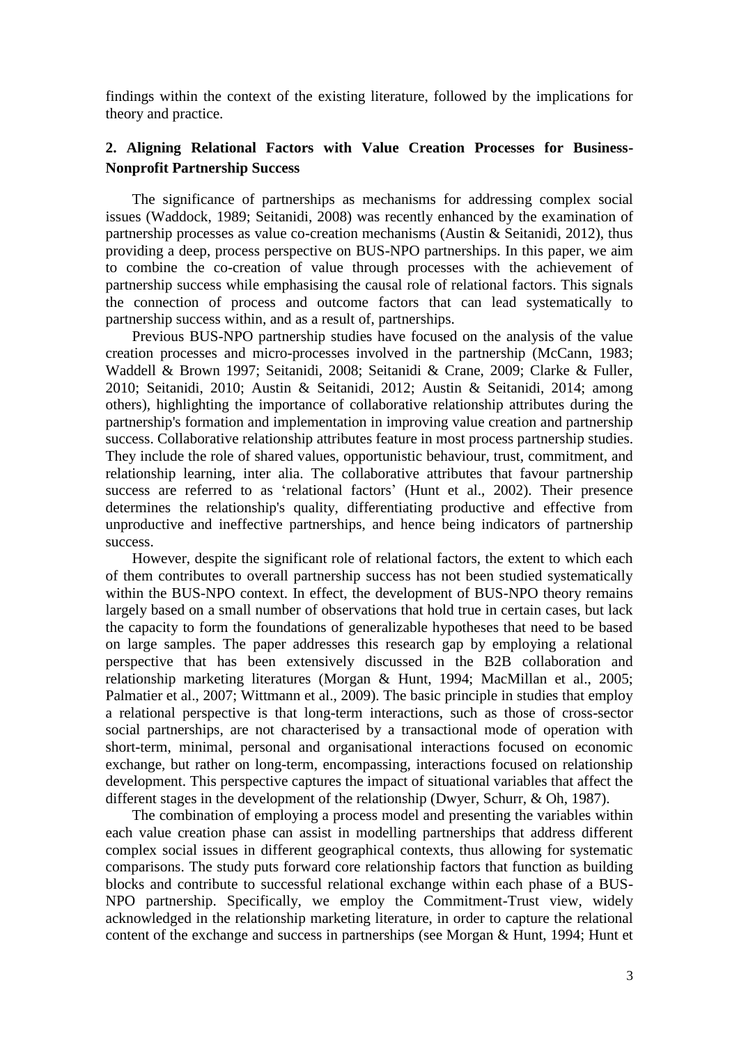findings within the context of the existing literature, followed by the implications for theory and practice.

## 2. Aligning Relational Factors with Value Creation Processes for Business-Nonprofit Partnership Success

The significance of partnerships as mechanisms for addressing complex social issues (Waddock, 1989; Seitanidi, 2008) was recently enhanced by the examination of partnership processes as value co-creation mechanisms (Austin & Seitanidi, 2012), thus providing a deep, process perspective on BUS-NPO partnerships. In this paper, we aim to combine the co-creation of value through processes with the achievement of partnership success while emphasising the causal role of relational factors. This signals the connection of process and outcome factors that can lead systematically to partnership success within, and as a result of, partnerships.

Previous BUS-NPO partnership studies have focused on the analysis of the value creation processes and micro-processes involved in the partnership (McCann, 1983; Waddell & Brown 1997; Seitanidi, 2008; Seitanidi & Crane, 2009; Clarke & Fuller, 2010; Seitanidi, 2010; Austin & Seitanidi, 2012; Austin & Seitanidi, 2014; among others), highlighting the importance of collaborative relationship attributes during the partnership's formation and implementation in improving value creation and partnership success. Collaborative relationship attributes feature in most process partnership studies. They include the role of shared values, opportunistic behaviour, trust, commitment, and relationship learning, inter alia. The collaborative attributes that favour partnership success are referred to as 'relational factors' (Hunt et al., 2002). Their presence determines the relationship's quality, differentiating productive and effective from unproductive and ineffective partnerships, and hence being indicators of partnership success.

However, despite the significant role of relational factors, the extent to which each of them contributes to overall partnership success has not been studied systematically within the BUS-NPO context. In effect, the development of BUS-NPO theory remains largely based on a small number of observations that hold true in certain cases, but lack the capacity to form the foundations of generalizable hypotheses that need to be based on large samples. The paper addresses this research gap by employing a relational perspective that has been extensively discussed in the B2B collaboration and relationship marketing literatures (Morgan & Hunt, 1994; MacMillan et al., 2005; Palmatier et al., 2007; Wittmann et al., 2009). The basic principle in studies that employ a relational perspective is that long-term interactions, such as those of cross-sector social partnerships, are not characterised by a transactional mode of operation with short-term, minimal, personal and organisational interactions focused on economic exchange, but rather on long-term, encompassing, interactions focused on relationship development. This perspective captures the impact of situational variables that affect the different stages in the development of the relationship (Dwyer, Schurr, & Oh, 1987).

The combination of employing a process model and presenting the variables within each value creation phase can assist in modelling partnerships that address different complex social issues in different geographical contexts, thus allowing for systematic comparisons. The study puts forward core relationship factors that function as building blocks and contribute to successful relational exchange within each phase of a BUS-NPO partnership. Specifically, we employ the Commitment-Trust view, widely acknowledged in the relationship marketing literature, in order to capture the relational content of the exchange and success in partnerships (see Morgan & Hunt, 1994; Hunt et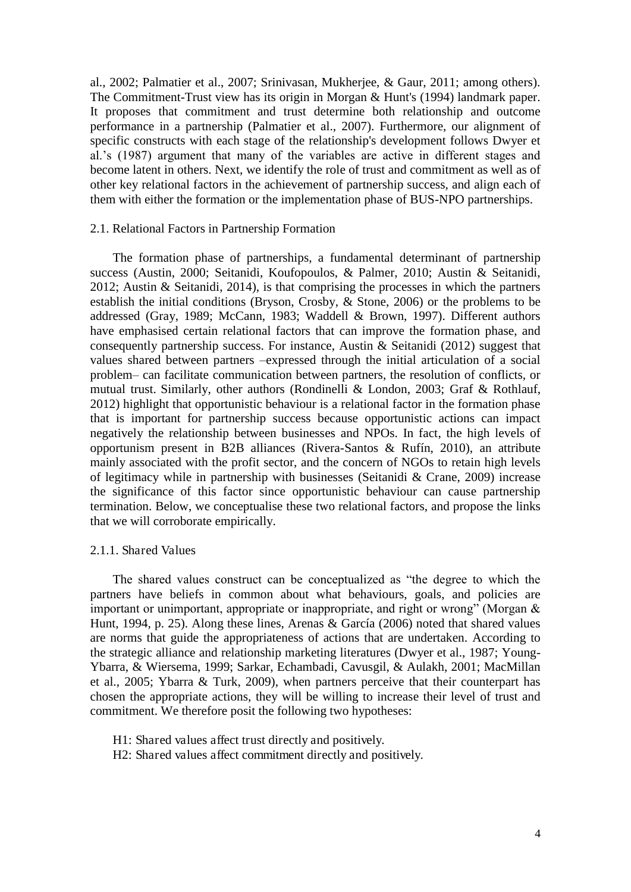al., 2002; Palmatier et al., 2007; Srinivasan, Mukherjee, & Gaur, 2011; among others). The Commitment-Trust view has its origin in Morgan & Hunt's (1994) landmark paper. It proposes that commitment and trust determine both relationship and outcome performance in a partnership (Palmatier et al., 2007). Furthermore, our alignment of specific constructs with each stage of the relationship's development follows Dwyer et al.'s (1987) argument that many of the variables are active in different stages and become latent in others. Next, we identify the role of trust and commitment as well as of other key relational factors in the achievement of partnership success, and align each of them with either the formation or the implementation phase of BUS-NPO partnerships.

### 2.1. Relational Factors in Partnership Formation

The formation phase of partnerships, a fundamental determinant of partnership success (Austin, 2000; Seitanidi, Koufopoulos, & Palmer, 2010; Austin & Seitanidi, 2012; Austin & Seitanidi, 2014), is that comprising the processes in which the partners establish the initial conditions (Bryson, Crosby, & Stone, 2006) or the problems to be addressed (Gray, 1989; McCann, 1983; Waddell & Brown, 1997). Different authors have emphasised certain relational factors that can improve the formation phase, and consequently partnership success. For instance, Austin & Seitanidi (2012) suggest that values shared between partners –expressed through the initial articulation of a social problem– can facilitate communication between partners, the resolution of conflicts, or mutual trust. Similarly, other authors (Rondinelli & London, 2003; Graf & Rothlauf, 2012) highlight that opportunistic behaviour is a relational factor in the formation phase that is important for partnership success because opportunistic actions can impact negatively the relationship between businesses and NPOs. In fact, the high levels of opportunism present in B2B alliances (Rivera-Santos & Rufín, 2010), an attribute mainly associated with the profit sector, and the concern of NGOs to retain high levels of legitimacy while in partnership with businesses (Seitanidi & Crane, 2009) increase the significance of this factor since opportunistic behaviour can cause partnership termination. Below, we conceptualise these two relational factors, and propose the links that we will corroborate empirically.

#### 2.1.1. Shared Values

The shared values construct can be conceptualized as "the degree to which the partners have beliefs in common about what behaviours, goals, and policies are important or unimportant, appropriate or inappropriate, and right or wrong" (Morgan & Hunt, 1994, p. 25). Along these lines, Arenas & García (2006) noted that shared values are norms that guide the appropriateness of actions that are undertaken. According to the strategic alliance and relationship marketing literatures (Dwyer et al., 1987; Young-Ybarra, & Wiersema, 1999; Sarkar, Echambadi, Cavusgil, & Aulakh, 2001; MacMillan et al., 2005; Ybarra & Turk, 2009), when partners perceive that their counterpart has chosen the appropriate actions, they will be willing to increase their level of trust and commitment. We therefore posit the following two hypotheses:

H1: Shared values affect trust directly and positively.
H2: Shared values affect commitment directly and positively.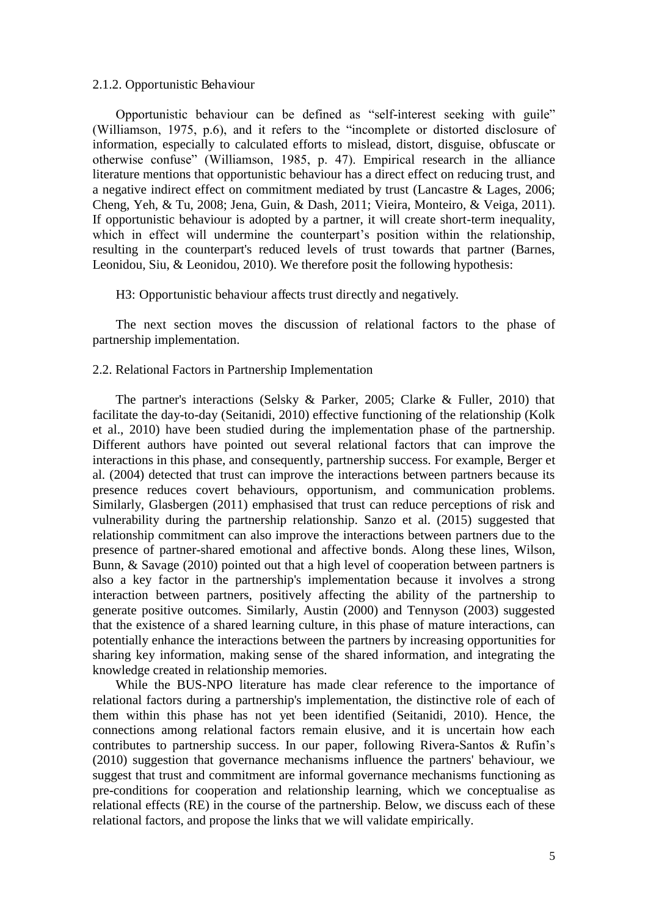### 2.1.2. Opportunistic Behaviour

Opportunistic behaviour can be defined as "self-interest seeking with guile" (Williamson, 1975, p.6), and it refers to the "incomplete or distorted disclosure of information, especially to calculated efforts to mislead, distort, disguise, obfuscate or otherwise confuse" (Williamson, 1985, p. 47). Empirical research in the alliance literature mentions that opportunistic behaviour has a direct effect on reducing trust, and a negative indirect effect on commitment mediated by trust (Lancastre & Lages, 2006; Cheng, Yeh, & Tu, 2008; Jena, Guin, & Dash, 2011; Vieira, Monteiro, & Veiga, 2011). If opportunistic behaviour is adopted by a partner, it will create short-term inequality, which in effect will undermine the counterpart's position within the relationship, resulting in the counterpart's reduced levels of trust towards that partner (Barnes, Leonidou, Siu, & Leonidou, 2010). We therefore posit the following hypothesis:

H3: Opportunistic behaviour affects trust directly and negatively.

The next section moves the discussion of relational factors to the phase of partnership implementation.

## 2.2. Relational Factors in Partnership Implementation

The partner's interactions (Selsky & Parker, 2005; Clarke & Fuller, 2010) that facilitate the day-to-day (Seitanidi, 2010) effective functioning of the relationship (Kolk et al., 2010) have been studied during the implementation phase of the partnership. Different authors have pointed out several relational factors that can improve the interactions in this phase, and consequently, partnership success. For example, Berger et al. (2004) detected that trust can improve the interactions between partners because its presence reduces covert behaviours, opportunism, and communication problems. Similarly, Glasbergen (2011) emphasised that trust can reduce perceptions of risk and vulnerability during the partnership relationship. Sanzo et al. (2015) suggested that relationship commitment can also improve the interactions between partners due to the presence of partner-shared emotional and affective bonds. Along these lines, Wilson, Bunn, & Savage (2010) pointed out that a high level of cooperation between partners is also a key factor in the partnership's implementation because it involves a strong interaction between partners, positively affecting the ability of the partnership to generate positive outcomes. Similarly, Austin (2000) and Tennyson (2003) suggested that the existence of a shared learning culture, in this phase of mature interactions, can potentially enhance the interactions between the partners by increasing opportunities for sharing key information, making sense of the shared information, and integrating the knowledge created in relationship memories.

While the BUS-NPO literature has made clear reference to the importance of relational factors during a partnership's implementation, the distinctive role of each of them within this phase has not yet been identified (Seitanidi, 2010). Hence, the connections among relational factors remain elusive, and it is uncertain how each contributes to partnership success. In our paper, following Rivera-Santos & Rufín's (2010) suggestion that governance mechanisms influence the partners' behaviour, we suggest that trust and commitment are informal governance mechanisms functioning as pre-conditions for cooperation and relationship learning, which we conceptualise as relational effects (RE) in the course of the partnership. Below, we discuss each of these relational factors, and propose the links that we will validate empirically.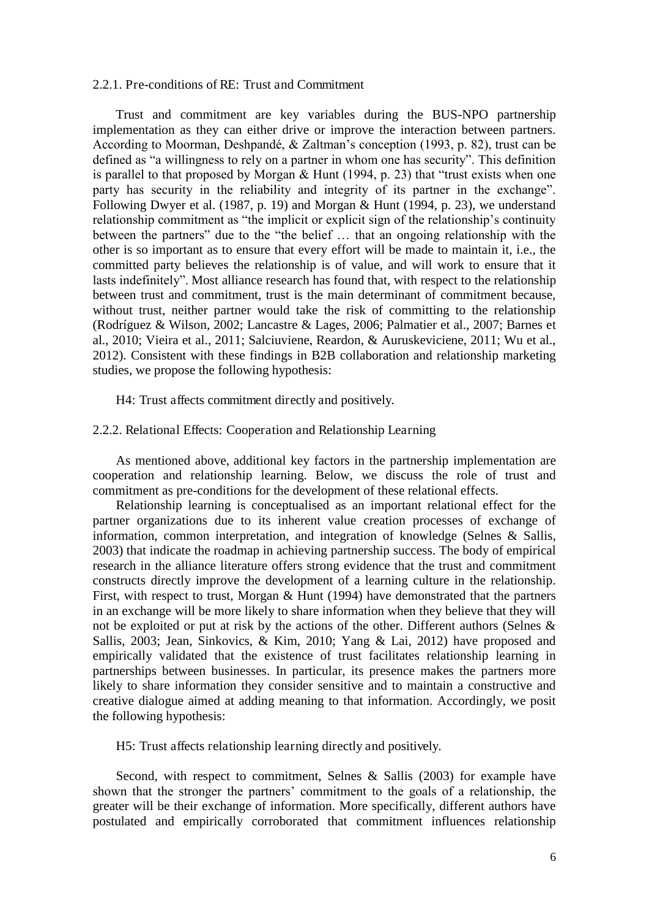### 2.2.1. Pre-conditions of RE: Trust and Commitment

Trust and commitment are key variables during the BUS-NPO partnership implementation as they can either drive or improve the interaction between partners. According to Moorman, Deshpandé, & Zaltman's conception (1993, p. 82), trust can be defined as "a willingness to rely on a partner in whom one has security". This definition is parallel to that proposed by Morgan & Hunt (1994, p. 23) that "trust exists when one party has security in the reliability and integrity of its partner in the exchange". Following Dwyer et al. (1987, p. 19) and Morgan & Hunt (1994, p. 23), we understand relationship commitment as "the implicit or explicit sign of the relationship's continuity between the partners" due to the "the belief … that an ongoing relationship with the other is so important as to ensure that every effort will be made to maintain it, i.e., the committed party believes the relationship is of value, and will work to ensure that it lasts indefinitely". Most alliance research has found that, with respect to the relationship between trust and commitment, trust is the main determinant of commitment because, without trust, neither partner would take the risk of committing to the relationship (Rodríguez & Wilson, 2002; Lancastre & Lages, 2006; Palmatier et al., 2007; Barnes et al., 2010; Vieira et al., 2011; Salciuviene, Reardon, & Auruskeviciene, 2011; Wu et al., 2012). Consistent with these findings in B2B collaboration and relationship marketing studies, we propose the following hypothesis:

H4: Trust affects commitment directly and positively.

### 2.2.2. Relational Effects: Cooperation and Relationship Learning

As mentioned above, additional key factors in the partnership implementation are cooperation and relationship learning. Below, we discuss the role of trust and commitment as pre-conditions for the development of these relational effects.

Relationship learning is conceptualised as an important relational effect for the partner organizations due to its inherent value creation processes of exchange of information, common interpretation, and integration of knowledge (Selnes & Sallis, 2003) that indicate the roadmap in achieving partnership success. The body of empirical research in the alliance literature offers strong evidence that the trust and commitment constructs directly improve the development of a learning culture in the relationship. First, with respect to trust, Morgan & Hunt (1994) have demonstrated that the partners in an exchange will be more likely to share information when they believe that they will not be exploited or put at risk by the actions of the other. Different authors (Selnes & Sallis, 2003; Jean, Sinkovics, & Kim, 2010; Yang & Lai, 2012) have proposed and empirically validated that the existence of trust facilitates relationship learning in partnerships between businesses. In particular, its presence makes the partners more likely to share information they consider sensitive and to maintain a constructive and creative dialogue aimed at adding meaning to that information. Accordingly, we posit the following hypothesis:

H5: Trust affects relationship learning directly and positively.

Second, with respect to commitment, Selnes & Sallis (2003) for example have shown that the stronger the partners' commitment to the goals of a relationship, the greater will be their exchange of information. More specifically, different authors have postulated and empirically corroborated that commitment influences relationship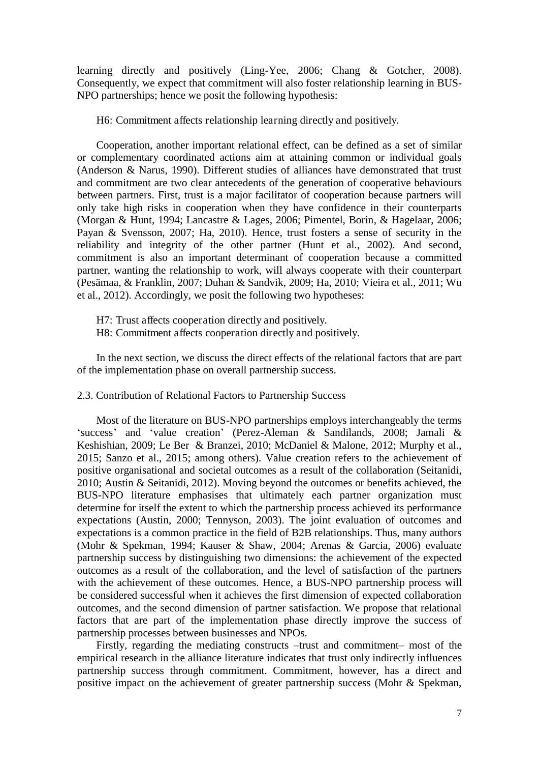learning directly and positively (Ling-Yee, 2006; Chang & Gotcher, 2008). Consequently, we expect that commitment will also foster relationship learning in BUS-NPO partnerships; hence we posit the following hypothesis:

H6: Commitment affects relationship learning directly and positively.

Cooperation, another important relational effect, can be defined as a set of similar or complementary coordinated actions aim at attaining common or individual goals (Anderson & Narus, 1990). Different studies of alliances have demonstrated that trust and commitment are two clear antecedents of the generation of cooperative behaviours between partners. First, trust is a major facilitator of cooperation because partners will only take high risks in cooperation when they have confidence in their counterparts (Morgan & Hunt, 1994; Lancastre & Lages, 2006; Pimentel, Borin, & Hagelaar, 2006; Payan & Svensson, 2007; Ha, 2010). Hence, trust fosters a sense of security in the reliability and integrity of the other partner (Hunt et al., 2002). And second, commitment is also an important determinant of cooperation because a committed partner, wanting the relationship to work, will always cooperate with their counterpart (Pesämaa, & Franklin, 2007; Duhan & Sandvik, 2009; Ha, 2010; Vieira et al., 2011; Wu et al., 2012). Accordingly, we posit the following two hypotheses:

H7: Trust affects cooperation directly and positively.
H8: Commitment affects cooperation directly and positively.

In the next section, we discuss the direct effects of the relational factors that are part of the implementation phase on overall partnership success.

## 2.3. Contribution of Relational Factors to Partnership Success

Most of the literature on BUS-NPO partnerships employs interchangeably the terms 'success' and 'value creation' (Perez-Aleman & Sandilands, 2008; Jamali & Keshishian, 2009; Le Ber & Branzei, 2010; McDaniel & Malone, 2012; Murphy et al., 2015; Sanzo et al., 2015; among others). Value creation refers to the achievement of positive organisational and societal outcomes as a result of the collaboration (Seitanidi, 2010; Austin & Seitanidi, 2012). Moving beyond the outcomes or benefits achieved, the BUS-NPO literature emphasises that ultimately each partner organization must determine for itself the extent to which the partnership process achieved its performance expectations (Austin, 2000; Tennyson, 2003). The joint evaluation of outcomes and expectations is a common practice in the field of B2B relationships. Thus, many authors (Mohr & Spekman, 1994; Kauser & Shaw, 2004; Arenas & Garcia, 2006) evaluate partnership success by distinguishing two dimensions: the achievement of the expected outcomes as a result of the collaboration, and the level of satisfaction of the partners with the achievement of these outcomes. Hence, a BUS-NPO partnership process will be considered successful when it achieves the first dimension of expected collaboration outcomes, and the second dimension of partner satisfaction. We propose that relational factors that are part of the implementation phase directly improve the success of partnership processes between businesses and NPOs.

Firstly, regarding the mediating constructs –trust and commitment– most of the empirical research in the alliance literature indicates that trust only indirectly influences partnership success through commitment. Commitment, however, has a direct and positive impact on the achievement of greater partnership success (Mohr & Spekman,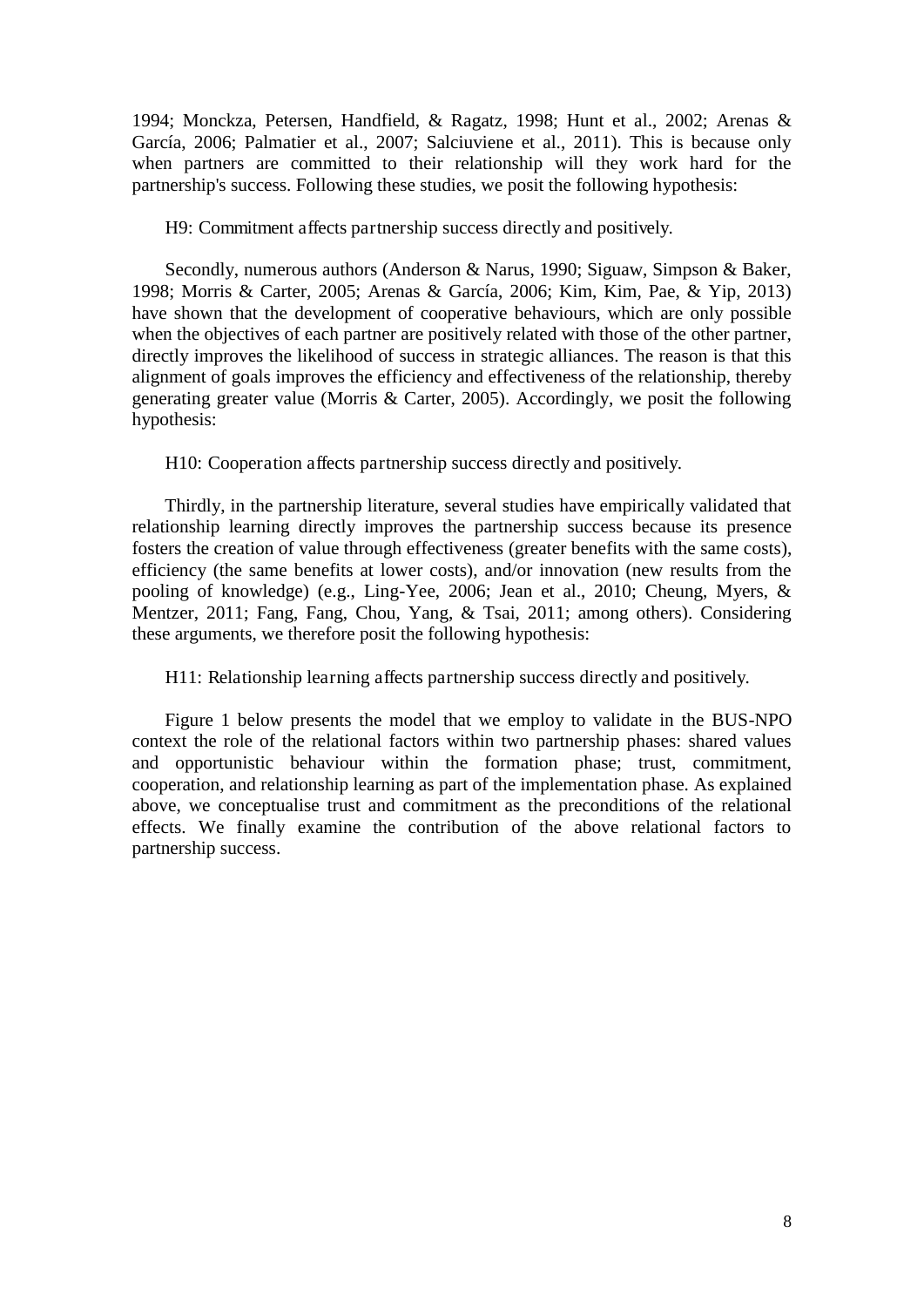1994; Monckza, Petersen, Handfield, & Ragatz, 1998; Hunt et al., 2002; Arenas & García, 2006; Palmatier et al., 2007; Salciuviene et al., 2011). This is because only when partners are committed to their relationship will they work hard for the partnership's success. Following these studies, we posit the following hypothesis:

H9: Commitment affects partnership success directly and positively.

Secondly, numerous authors (Anderson & Narus, 1990; Siguaw, Simpson & Baker, 1998; Morris & Carter, 2005; Arenas & García, 2006; Kim, Kim, Pae, & Yip, 2013) have shown that the development of cooperative behaviours, which are only possible when the objectives of each partner are positively related with those of the other partner, directly improves the likelihood of success in strategic alliances. The reason is that this alignment of goals improves the efficiency and effectiveness of the relationship, thereby generating greater value (Morris & Carter, 2005). Accordingly, we posit the following hypothesis:

H10: Cooperation affects partnership success directly and positively.

Thirdly, in the partnership literature, several studies have empirically validated that relationship learning directly improves the partnership success because its presence fosters the creation of value through effectiveness (greater benefits with the same costs), efficiency (the same benefits at lower costs), and/or innovation (new results from the pooling of knowledge) (e.g., Ling-Yee, 2006; Jean et al., 2010; Cheung, Myers, & Mentzer, 2011; Fang, Fang, Chou, Yang, & Tsai, 2011; among others). Considering these arguments, we therefore posit the following hypothesis:

H11: Relationship learning affects partnership success directly and positively.

Figure 1 below presents the model that we employ to validate in the BUS-NPO context the role of the relational factors within two partnership phases: shared values and opportunistic behaviour within the formation phase; trust, commitment, cooperation, and relationship learning as part of the implementation phase. As explained above, we conceptualise trust and commitment as the preconditions of the relational effects. We finally examine the contribution of the above relational factors to partnership success.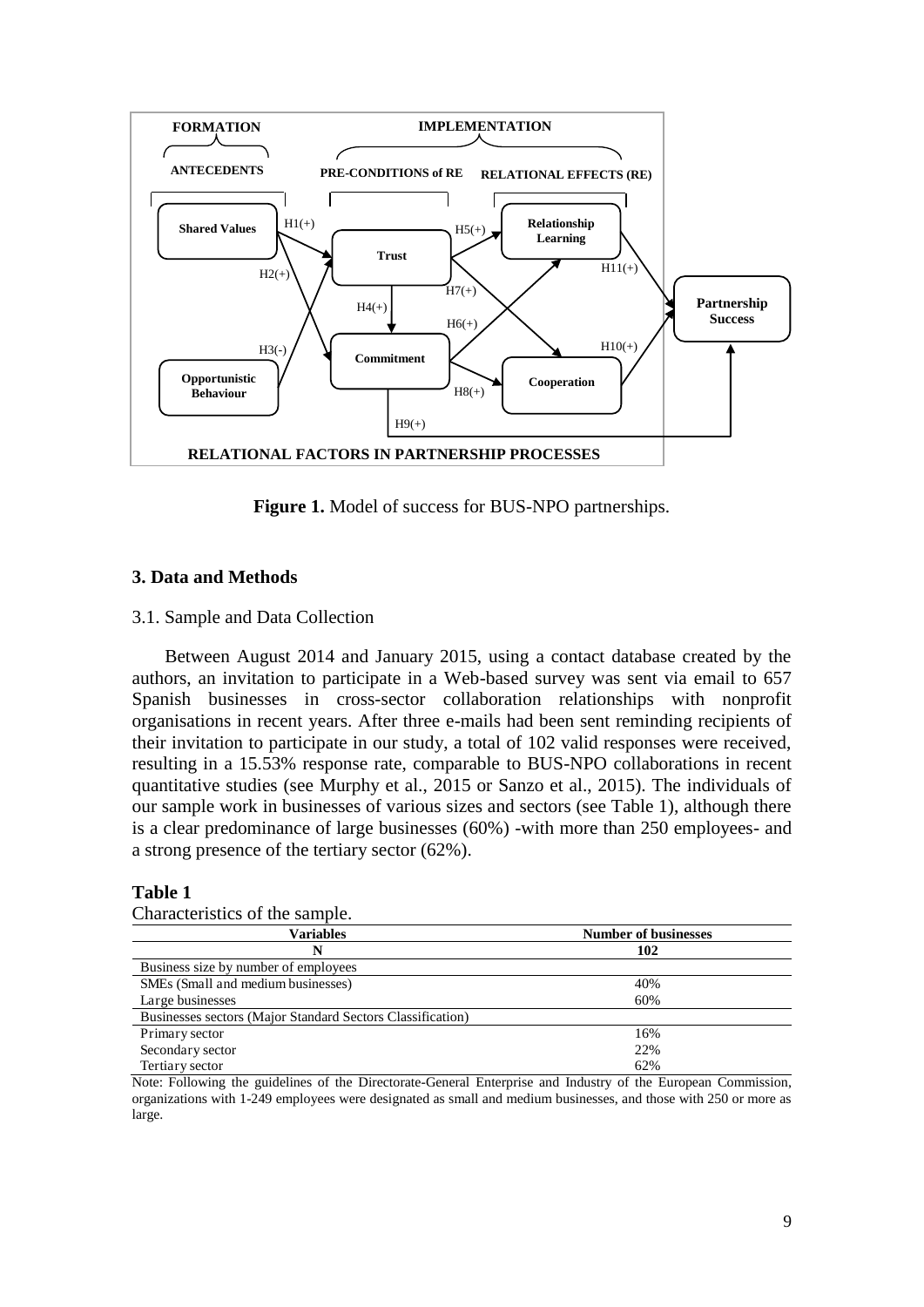**Figure 1.** Model of success for BUS-NPO partnerships.

## 3. Data and Methods

### 3.1. Sample and Data Collection

Between August 2014 and January 2015, using a contact database created by the authors, an invitation to participate in a Web-based survey was sent via email to 657 Spanish businesses in cross-sector collaboration relationships with nonprofit organisations in recent years. After three e-mails had been sent reminding recipients of their invitation to participate in our study, a total of 102 valid responses were received, resulting in a 15.53% response rate, comparable to BUS-NPO collaborations in recent quantitative studies (see Murphy et al., 2015 or Sanzo et al., 2015). The individuals of our sample work in businesses of various sizes and sectors (see Table 1), although there is a clear predominance of large businesses (60%) -with more than 250 employees- and a strong presence of the tertiary sector (62%).

**Table 1**

Characteristics of the sample.

| Variables | Number of businesses |
|---|---|
| **N** | **102** |
| Business size by number of employees | |
| SMEs (Small and medium businesses) | 40% |
| Large businesses | 60% |
| Businesses sectors (Major Standard Sectors Classification) | |
| Primary sector | 16% |
| Secondary sector | 22% |
| Tertiary sector | 62% |

Note: Following the guidelines of the Directorate-General Enterprise and Industry of the European Commission, organizations with 1-249 employees were designated as small and medium businesses, and those with 250 or more as large.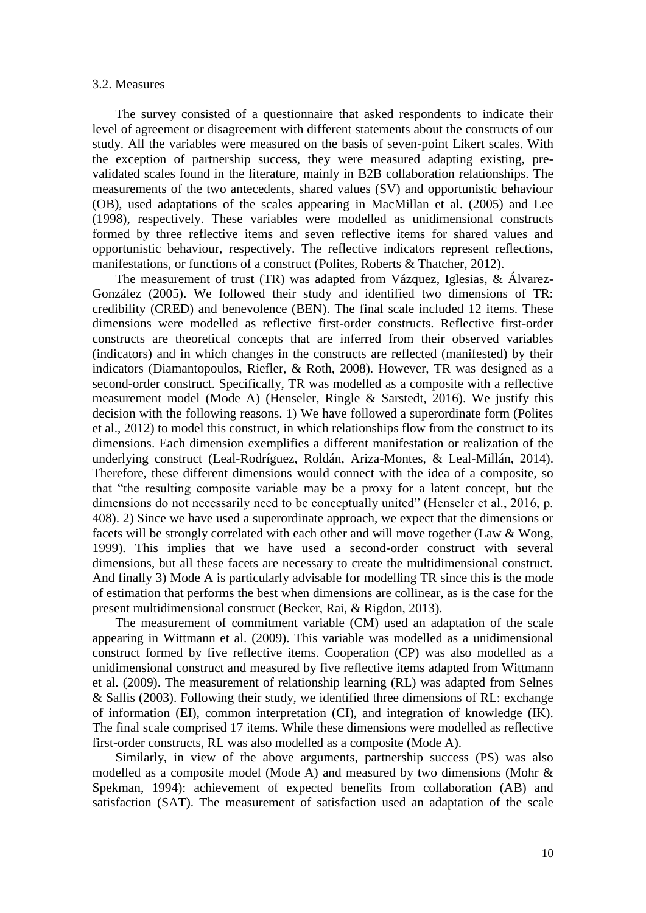### 3.2. Measures

The survey consisted of a questionnaire that asked respondents to indicate their level of agreement or disagreement with different statements about the constructs of our study. All the variables were measured on the basis of seven-point Likert scales. With the exception of partnership success, they were measured adapting existing, pre-validated scales found in the literature, mainly in B2B collaboration relationships. The measurements of the two antecedents, shared values (SV) and opportunistic behaviour (OB), used adaptations of the scales appearing in MacMillan et al. (2005) and Lee (1998), respectively. These variables were modelled as unidimensional constructs formed by three reflective items and seven reflective items for shared values and opportunistic behaviour, respectively. The reflective indicators represent reflections, manifestations, or functions of a construct (Polites, Roberts & Thatcher, 2012).

The measurement of trust (TR) was adapted from Vázquez, Iglesias, & Álvarez-González (2005). We followed their study and identified two dimensions of TR: credibility (CRED) and benevolence (BEN). The final scale included 12 items. These dimensions were modelled as reflective first-order constructs. Reflective first-order constructs are theoretical concepts that are inferred from their observed variables (indicators) and in which changes in the constructs are reflected (manifested) by their indicators (Diamantopoulos, Riefler, & Roth, 2008). However, TR was designed as a second-order construct. Specifically, TR was modelled as a composite with a reflective measurement model (Mode A) (Henseler, Ringle & Sarstedt, 2016). We justify this decision with the following reasons. 1) We have followed a superordinate form (Polites et al., 2012) to model this construct, in which relationships flow from the construct to its dimensions. Each dimension exemplifies a different manifestation or realization of the underlying construct (Leal-Rodríguez, Roldán, Ariza-Montes, & Leal-Millán, 2014). Therefore, these different dimensions would connect with the idea of a composite, so that "the resulting composite variable may be a proxy for a latent concept, but the dimensions do not necessarily need to be conceptually united" (Henseler et al., 2016, p. 408). 2) Since we have used a superordinate approach, we expect that the dimensions or facets will be strongly correlated with each other and will move together (Law & Wong, 1999). This implies that we have used a second-order construct with several dimensions, but all these facets are necessary to create the multidimensional construct. And finally 3) Mode A is particularly advisable for modelling TR since this is the mode of estimation that performs the best when dimensions are collinear, as is the case for the present multidimensional construct (Becker, Rai, & Rigdon, 2013).

The measurement of commitment variable (CM) used an adaptation of the scale appearing in Wittmann et al. (2009). This variable was modelled as a unidimensional construct formed by five reflective items. Cooperation (CP) was also modelled as a unidimensional construct and measured by five reflective items adapted from Wittmann et al. (2009). The measurement of relationship learning (RL) was adapted from Selnes & Sallis (2003). Following their study, we identified three dimensions of RL: exchange of information (EI), common interpretation (CI), and integration of knowledge (IK). The final scale comprised 17 items. While these dimensions were modelled as reflective first-order constructs, RL was also modelled as a composite (Mode A).

Similarly, in view of the above arguments, partnership success (PS) was also modelled as a composite model (Mode A) and measured by two dimensions (Mohr & Spekman, 1994): achievement of expected benefits from collaboration (AB) and satisfaction (SAT). The measurement of satisfaction used an adaptation of the scale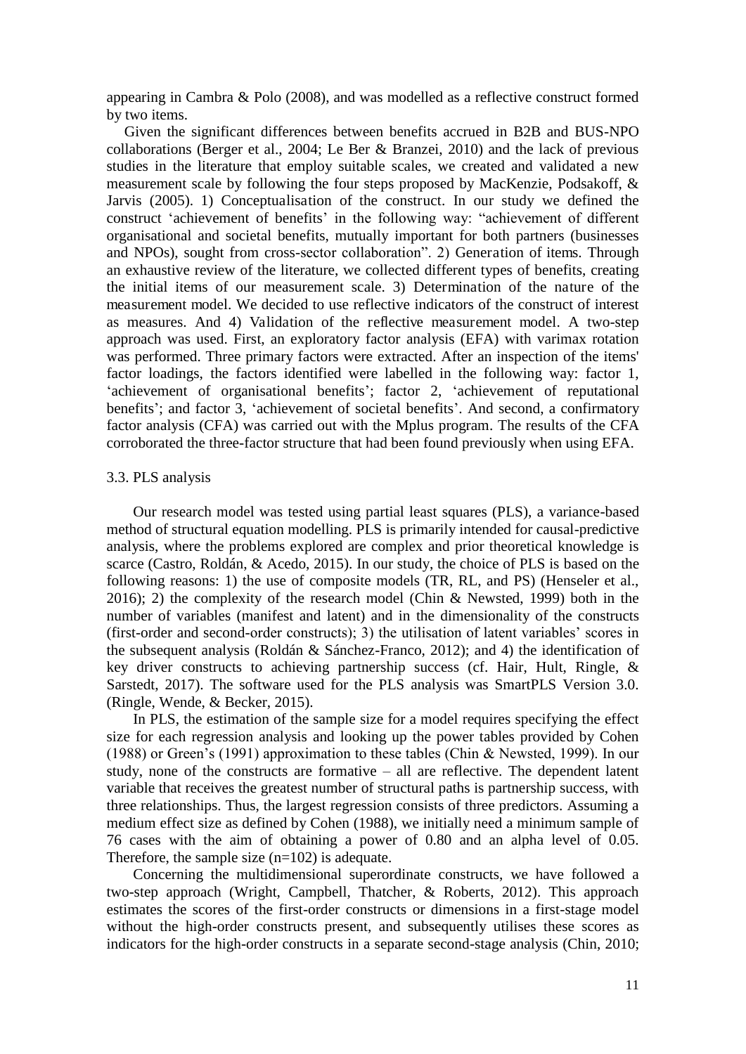appearing in Cambra & Polo (2008), and was modelled as a reflective construct formed by two items.

Given the significant differences between benefits accrued in B2B and BUS-NPO collaborations (Berger et al., 2004; Le Ber & Branzei, 2010) and the lack of previous studies in the literature that employ suitable scales, we created and validated a new measurement scale by following the four steps proposed by MacKenzie, Podsakoff, & Jarvis (2005). 1) Conceptualisation of the construct. In our study we defined the construct 'achievement of benefits' in the following way: "achievement of different organisational and societal benefits, mutually important for both partners (businesses and NPOs), sought from cross-sector collaboration". 2) Generation of items. Through an exhaustive review of the literature, we collected different types of benefits, creating the initial items of our measurement scale. 3) Determination of the nature of the measurement model. We decided to use reflective indicators of the construct of interest as measures. And 4) Validation of the reflective measurement model. A two-step approach was used. First, an exploratory factor analysis (EFA) with varimax rotation was performed. Three primary factors were extracted. After an inspection of the items' factor loadings, the factors identified were labelled in the following way: factor 1, 'achievement of organisational benefits'; factor 2, 'achievement of reputational benefits'; and factor 3, 'achievement of societal benefits'. And second, a confirmatory factor analysis (CFA) was carried out with the Mplus program. The results of the CFA corroborated the three-factor structure that had been found previously when using EFA.

### 3.3. PLS analysis

Our research model was tested using partial least squares (PLS), a variance-based method of structural equation modelling. PLS is primarily intended for causal-predictive analysis, where the problems explored are complex and prior theoretical knowledge is scarce (Castro, Roldán, & Acedo, 2015). In our study, the choice of PLS is based on the following reasons: 1) the use of composite models (TR, RL, and PS) (Henseler et al., 2016); 2) the complexity of the research model (Chin & Newsted, 1999) both in the number of variables (manifest and latent) and in the dimensionality of the constructs (first-order and second-order constructs); 3) the utilisation of latent variables' scores in the subsequent analysis (Roldán & Sánchez-Franco, 2012); and 4) the identification of key driver constructs to achieving partnership success (cf. Hair, Hult, Ringle, & Sarstedt, 2017). The software used for the PLS analysis was SmartPLS Version 3.0. (Ringle, Wende, & Becker, 2015).

In PLS, the estimation of the sample size for a model requires specifying the effect size for each regression analysis and looking up the power tables provided by Cohen (1988) or Green's (1991) approximation to these tables (Chin & Newsted, 1999). In our study, none of the constructs are formative – all are reflective. The dependent latent variable that receives the greatest number of structural paths is partnership success, with three relationships. Thus, the largest regression consists of three predictors. Assuming a medium effect size as defined by Cohen (1988), we initially need a minimum sample of 76 cases with the aim of obtaining a power of 0.80 and an alpha level of 0.05. Therefore, the sample size ($n=102$) is adequate.

Concerning the multidimensional superordinate constructs, we have followed a two-step approach (Wright, Campbell, Thatcher, & Roberts, 2012). This approach estimates the scores of the first-order constructs or dimensions in a first-stage model without the high-order constructs present, and subsequently utilises these scores as indicators for the high-order constructs in a separate second-stage analysis (Chin, 2010;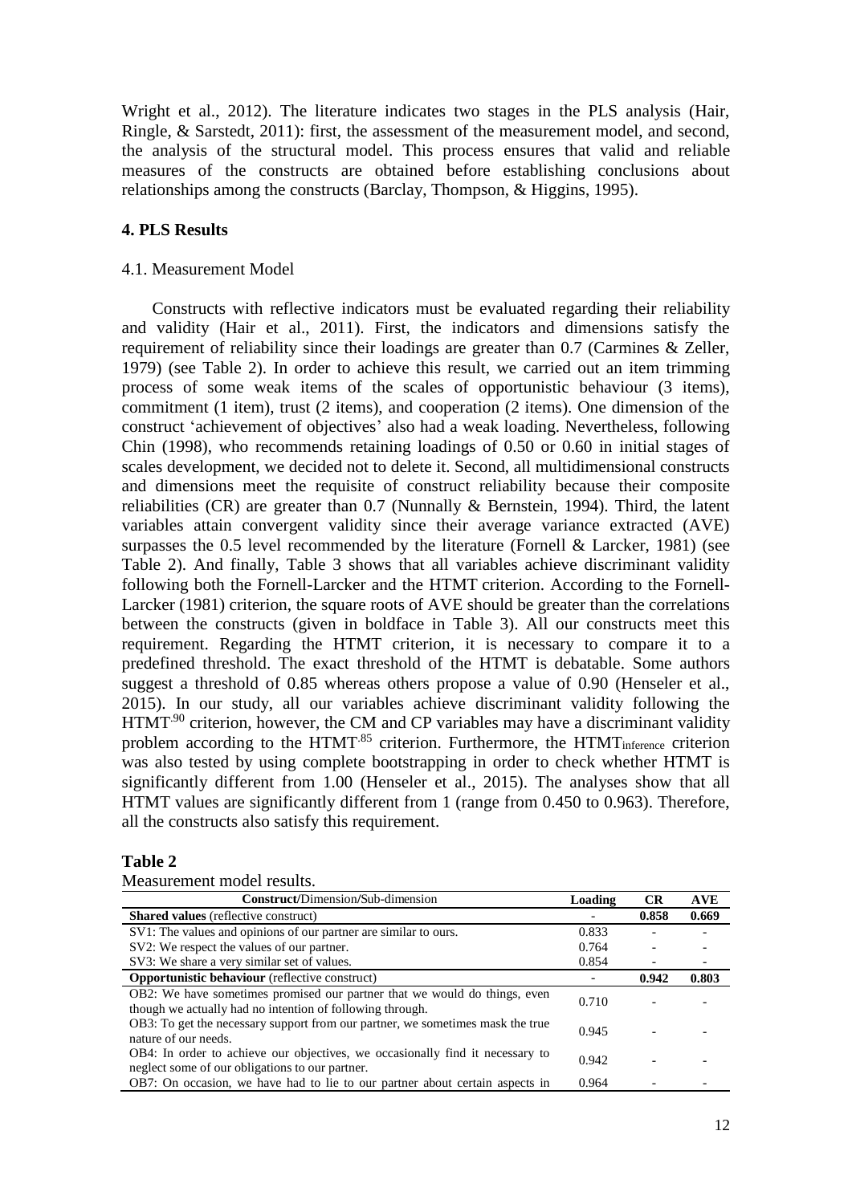Wright et al., 2012). The literature indicates two stages in the PLS analysis (Hair, Ringle, & Sarstedt, 2011): first, the assessment of the measurement model, and second, the analysis of the structural model. This process ensures that valid and reliable measures of the constructs are obtained before establishing conclusions about relationships among the constructs (Barclay, Thompson, & Higgins, 1995).

## 4. PLS Results

### 4.1. Measurement Model

Constructs with reflective indicators must be evaluated regarding their reliability and validity (Hair et al., 2011). First, the indicators and dimensions satisfy the requirement of reliability since their loadings are greater than 0.7 (Carmines & Zeller, 1979) (see Table 2). In order to achieve this result, we carried out an item trimming process of some weak items of the scales of opportunistic behaviour (3 items), commitment (1 item), trust (2 items), and cooperation (2 items). One dimension of the construct 'achievement of objectives' also had a weak loading. Nevertheless, following Chin (1998), who recommends retaining loadings of 0.50 or 0.60 in initial stages of scales development, we decided not to delete it. Second, all multidimensional constructs and dimensions meet the requisite of construct reliability because their composite reliabilities (CR) are greater than 0.7 (Nunnally & Bernstein, 1994). Third, the latent variables attain convergent validity since their average variance extracted (AVE) surpasses the 0.5 level recommended by the literature (Fornell & Larcker, 1981) (see Table 2). And finally, Table 3 shows that all variables achieve discriminant validity following both the Fornell-Larcker and the HTMT criterion. According to the Fornell-Larcker (1981) criterion, the square roots of AVE should be greater than the correlations between the constructs (given in boldface in Table 3). All our constructs meet this requirement. Regarding the HTMT criterion, it is necessary to compare it to a predefined threshold. The exact threshold of the HTMT is debatable. Some authors suggest a threshold of 0.85 whereas others propose a value of 0.90 (Henseler et al., 2015). In our study, all our variables achieve discriminant validity following the $HTMT^{.90}$ criterion, however, the CM and CP variables may have a discriminant validity problem according to the $HTMT^{.85}$ criterion. Furthermore, the $HTMT_{inference}$ criterion was also tested by using complete bootstrapping in order to check whether HTMT is significantly different from 1.00 (Henseler et al., 2015). The analyses show that all HTMT values are significantly different from 1 (range from 0.450 to 0.963). Therefore, all the constructs also satisfy this requirement.

**Table 2**

Measurement model results.

| **Construct**/Dimension/Sub-dimension | Loading | CR | AVE |
|---|---|---|---|
| **Shared values** (reflective construct) | - | **0.858** | **0.669** |
| SV1: The values and opinions of our partner are similar to ours. | 0.833 | - | - |
| SV2: We respect the values of our partner. | 0.764 | - | - |
| SV3: We share a very similar set of values. | 0.854 | - | - |
| **Opportunistic behaviour** (reflective construct) | - | **0.942** | **0.803** |
| OB2: We have sometimes promised our partner that we would do things, even though we actually had no intention of following through. | 0.710 | - | - |
| OB3: To get the necessary support from our partner, we sometimes mask the true nature of our needs. | 0.945 | - | - |
| OB4: In order to achieve our objectives, we occasionally find it necessary to neglect some of our obligations to our partner. | 0.942 | - | - |
| OB7: On occasion, we have had to lie to our partner about certain aspects in | 0.964 | - | - |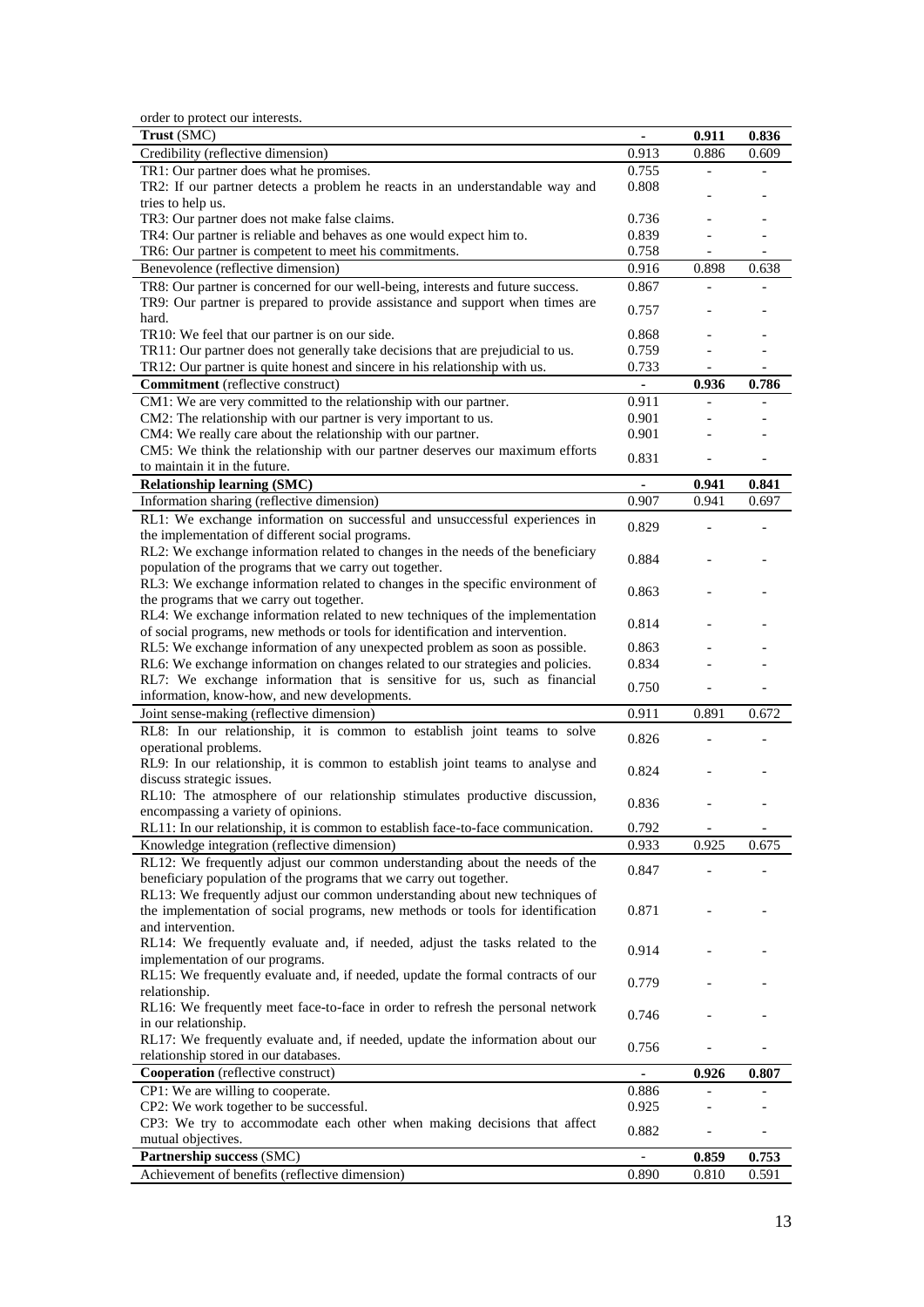order to protect our interests.

| | | | |
|---|---|---|---|
| **Trust** (SMC) | - | **0.911** | **0.836** |
| Credibility (reflective dimension) | 0.913 | 0.886 | 0.609 |
| TR1: Our partner does what he promises. | 0.755 | - | - |
| TR2: If our partner detects a problem he reacts in an understandable way and tries to help us. | 0.808 | - | - |
| TR3: Our partner does not make false claims. | 0.736 | - | - |
| TR4: Our partner is reliable and behaves as one would expect him to. | 0.839 | - | - |
| TR6: Our partner is competent to meet his commitments. | 0.758 | - | - |
| Benevolence (reflective dimension) | 0.916 | 0.898 | 0.638 |
| TR8: Our partner is concerned for our well-being, interests and future success. | 0.867 | - | - |
| TR9: Our partner is prepared to provide assistance and support when times are hard. | 0.757 | - | - |
| TR10: We feel that our partner is on our side. | 0.868 | - | - |
| TR11: Our partner does not generally take decisions that are prejudicial to us. | 0.759 | - | - |
| TR12: Our partner is quite honest and sincere in his relationship with us. | 0.733 | - | - |
| **Commitment** (reflective construct) | - | **0.936** | **0.786** |
| CM1: We are very committed to the relationship with our partner. | 0.911 | - | - |
| CM2: The relationship with our partner is very important to us. | 0.901 | - | - |
| CM4: We really care about the relationship with our partner. | 0.901 | - | - |
| CM5: We think the relationship with our partner deserves our maximum efforts to maintain it in the future. | 0.831 | - | - |
| **Relationship learning (SMC)** | - | **0.941** | **0.841** |
| Information sharing (reflective dimension) | 0.907 | 0.941 | 0.697 |
| RL1: We exchange information on successful and unsuccessful experiences in the implementation of different social programs. | 0.829 | - | - |
| RL2: We exchange information related to changes in the needs of the beneficiary population of the programs that we carry out together. | 0.884 | - | - |
| RL3: We exchange information related to changes in the specific environment of the programs that we carry out together. | 0.863 | - | - |
| RL4: We exchange information related to new techniques of the implementation of social programs, new methods or tools for identification and intervention. | 0.814 | - | - |
| RL5: We exchange information of any unexpected problem as soon as possible. | 0.863 | - | - |
| RL6: We exchange information on changes related to our strategies and policies. | 0.834 | - | - |
| RL7: We exchange information that is sensitive for us, such as financial information, know-how, and new developments. | 0.750 | - | - |
| Joint sense-making (reflective dimension) | 0.911 | 0.891 | 0.672 |
| RL8: In our relationship, it is common to establish joint teams to solve operational problems. | 0.826 | - | - |
| RL9: In our relationship, it is common to establish joint teams to analyse and discuss strategic issues. | 0.824 | - | - |
| RL10: The atmosphere of our relationship stimulates productive discussion, encompassing a variety of opinions. | 0.836 | - | - |
| RL11: In our relationship, it is common to establish face-to-face communication. | 0.792 | - | - |
| Knowledge integration (reflective dimension) | 0.933 | 0.925 | 0.675 |
| RL12: We frequently adjust our common understanding about the needs of the beneficiary population of the programs that we carry out together. | 0.847 | - | - |
| RL13: We frequently adjust our common understanding about new techniques of the implementation of social programs, new methods or tools for identification and intervention. | 0.871 | - | - |
| RL14: We frequently evaluate and, if needed, adjust the tasks related to the implementation of our programs. | 0.914 | - | - |
| RL15: We frequently evaluate and, if needed, update the formal contracts of our relationship. | 0.779 | - | - |
| RL16: We frequently meet face-to-face in order to refresh the personal network in our relationship. | 0.746 | - | - |
| RL17: We frequently evaluate and, if needed, update the information about our relationship stored in our databases. | 0.756 | - | - |
| **Cooperation** (reflective construct) | - | **0.926** | **0.807** |
| CP1: We are willing to cooperate. | 0.886 | - | - |
| CP2: We work together to be successful. | 0.925 | - | - |
| CP3: We try to accommodate each other when making decisions that affect mutual objectives. | 0.882 | - | - |
| **Partnership success** (SMC) | - | **0.859** | **0.753** |
| Achievement of benefits (reflective dimension) | 0.890 | 0.810 | 0.591 |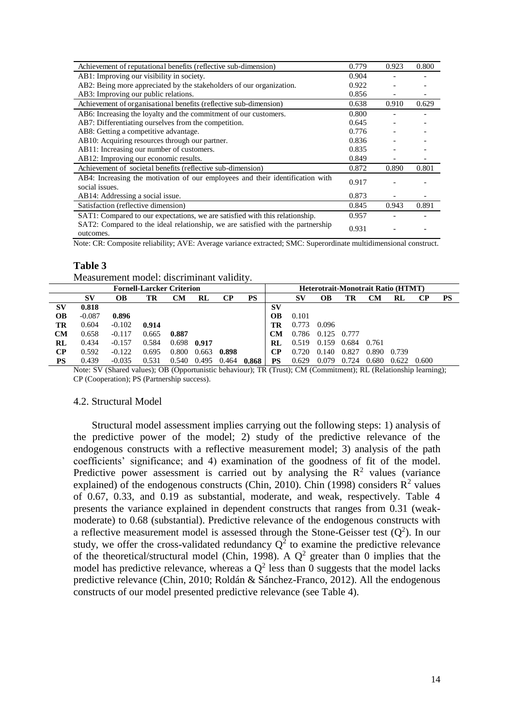| | | | |
|---|---|---|---|
| Achievement of reputational benefits (reflective sub-dimension) | 0.779 | 0.923 | 0.800 |
| AB1: Improving our visibility in society. | 0.904 | - | - |
| AB2: Being more appreciated by the stakeholders of our organization. | 0.922 | - | - |
| AB3: Improving our public relations. | 0.856 | - | - |
| Achievement of organisational benefits (reflective sub-dimension) | 0.638 | 0.910 | 0.629 |
| AB6: Increasing the loyalty and the commitment of our customers. | 0.800 | - | - |
| AB7: Differentiating ourselves from the competition. | 0.645 | - | - |
| AB8: Getting a competitive advantage. | 0.776 | - | - |
| AB10: Acquiring resources through our partner. | 0.836 | - | - |
| AB11: Increasing our number of customers. | 0.835 | - | - |
| AB12: Improving our economic results. | 0.849 | - | - |
| Achievement of societal benefits (reflective sub-dimension) | 0.872 | 0.890 | 0.801 |
| AB4: Increasing the motivation of our employees and their identification with social issues. | 0.917 | - | - |
| AB14: Addressing a social issue. | 0.873 | - | - |
| Satisfaction (reflective dimension) | 0.845 | 0.943 | 0.891 |
| SAT1: Compared to our expectations, we are satisfied with this relationship. | 0.957 | - | - |
| SAT2: Compared to the ideal relationship, we are satisfied with the partnership outcomes. | 0.931 | - | - |

Note: CR: Composite reliability; AVE: Average variance extracted; SMC: Superordinate multidimensional construct.

**Table 3**

Measurement model: discriminant validity.

| Fornell-Larcker Criterion | | | | | | | | Heterotrait-Monotrait Ratio (HTMT) | | | | | | | |
|---|---|---|---|---|---|---|---|---|---|---|---|---|---|---|---|
| | **SV** | **OB** | **TR** | **CM** | **RL** | **CP** | **PS** | | **SV** | **OB** | **TR** | **CM** | **RL** | **CP** | **PS** |
| **SV** | **0.818** | | | | | | | **SV** | | | | | | | |
| **OB** | -0.087 | **0.896** | | | | | | **OB** | 0.101 | | | | | | |
| **TR** | 0.604 | -0.102 | **0.914** | | | | | **TR** | 0.773 | 0.096 | | | | | |
| **CM** | 0.658 | -0.117 | 0.665 | **0.887** | | | | **CM** | 0.786 | 0.125 | 0.777 | | | | |
| **RL** | 0.434 | -0.157 | 0.584 | 0.698 | **0.917** | | | **RL** | 0.519 | 0.159 | 0.684 | 0.761 | | | |
| **CP** | 0.592 | -0.122 | 0.695 | 0.800 | 0.663 | **0.898** | | **CP** | 0.720 | 0.140 | 0.827 | 0.890 | 0.739 | | |
| **PS** | 0.439 | -0.035 | 0.531 | 0.540 | 0.495 | 0.464 | **0.868** | **PS** | 0.629 | 0.079 | 0.724 | 0.680 | 0.622 | 0.600 | |

Note: SV (Shared values); OB (Opportunistic behaviour); TR (Trust); CM (Commitment); RL (Relationship learning); CP (Cooperation); PS (Partnership success).

### 4.2. Structural Model

Structural model assessment implies carrying out the following steps: 1) analysis of the predictive power of the model; 2) study of the predictive relevance of the endogenous constructs with a reflective measurement model; 3) analysis of the path coefficients' significance; and 4) examination of the goodness of fit of the model. Predictive power assessment is carried out by analysing the $R^2$ values (variance explained) of the endogenous constructs (Chin, 2010). Chin (1998) considers $R^2$ values of 0.67, 0.33, and 0.19 as substantial, moderate, and weak, respectively. Table 4 presents the variance explained in dependent constructs that ranges from 0.31 (weak-moderate) to 0.68 (substantial). Predictive relevance of the endogenous constructs with a reflective measurement model is assessed through the Stone-Geisser test ($Q^2$). In our study, we offer the cross-validated redundancy $Q^2$ to examine the predictive relevance of the theoretical/structural model (Chin, 1998). A $Q^2$ greater than 0 implies that the model has predictive relevance, whereas a $Q^2$ less than 0 suggests that the model lacks predictive relevance (Chin, 2010; Roldán & Sánchez-Franco, 2012). All the endogenous constructs of our model presented predictive relevance (see Table 4).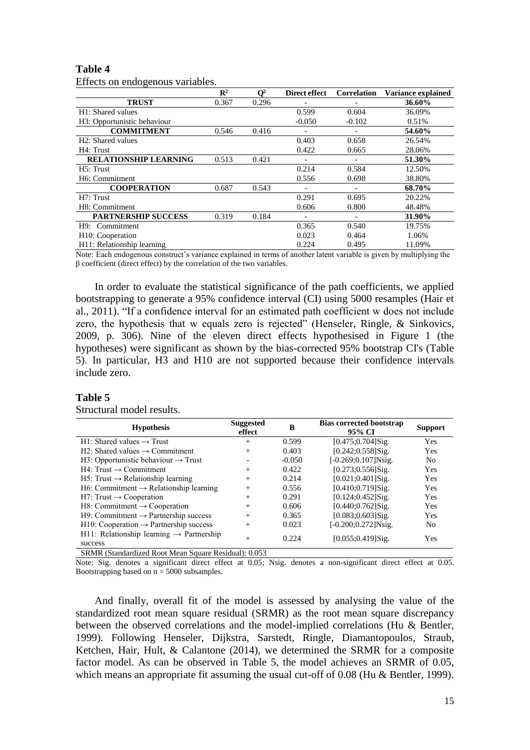**Table 4**

Effects on endogenous variables.

| | $R^2$ | $Q^2$ | Direct effect | Correlation | Variance explained |
|---|---|---|---|---|---|
| **TRUST** | 0.367 | 0.296 | - | - | **36.60%** |
| H1: Shared values | | | 0.599 | 0.604 | 36.09% |
| H3: Opportunistic behaviour | | | -0.050 | -0.102 | 0.51% |
| **COMMITMENT** | 0.546 | 0.416 | - | - | **54.60%** |
| H2: Shared values | | | 0.403 | 0.658 | 26.54% |
| H4: Trust | | | 0.422 | 0.665 | 28.06% |
| **RELATIONSHIP LEARNING** | 0.513 | 0.421 | - | - | **51.30%** |
| H5: Trust | | | 0.214 | 0.584 | 12.50% |
| H6: Commitment | | | 0.556 | 0.698 | 38.80% |
| **COOPERATION** | 0.687 | 0.543 | - | - | **68.70%** |
| H7: Trust | | | 0.291 | 0.695 | 20.22% |
| H8: Commitment | | | 0.606 | 0.800 | 48.48% |
| **PARTNERSHIP SUCCESS** | 0.319 | 0.184 | - | - | **31.90%** |
| H9: Commitment | | | 0.365 | 0.540 | 19.75% |
| H10: Cooperation | | | 0.023 | 0.464 | 1.06% |
| H11: Relationship learning | | | 0.224 | 0.495 | 11.09% |

Note: Each endogenous construct's variance explained in terms of another latent variable is given by multiplying the β coefficient (direct effect) by the correlation of the two variables.

In order to evaluate the statistical significance of the path coefficients, we applied bootstrapping to generate a 95% confidence interval (CI) using 5000 resamples (Hair et al., 2011). "If a confidence interval for an estimated path coefficient w does not include zero, the hypothesis that w equals zero is rejected" (Henseler, Ringle, & Sinkovics, 2009, p. 306). Nine of the eleven direct effects hypothesised in Figure 1 (the hypotheses) were significant as shown by the bias-corrected 95% bootstrap CI's (Table 5). In particular, H3 and H10 are not supported because their confidence intervals include zero.

**Table 5**

Structural model results.

| Hypothesis | Suggested effect | Β | Bias corrected bootstrap 95% CI | Support |
|---|---|---|---|---|
| H1: Shared values → Trust | + | 0.599 | [0.475;0.704]Sig. | Yes |
| H2: Shared values → Commitment | + | 0.403 | [0.242;0.558]Sig. | Yes |
| H3: Opportunistic behaviour → Trust | - | -0.050 | [-0.269;0.107]Nsig. | No |
| H4: Trust → Commitment | + | 0.422 | [0.273;0.556]Sig. | Yes |
| H5: Trust → Relationship learning | + | 0.214 | [0.021;0.401]Sig. | Yes |
| H6: Commitment → Relationship learning | + | 0.556 | [0.410;0.719]Sig. | Yes |
| H7: Trust → Cooperation | + | 0.291 | [0.124;0.452]Sig. | Yes |
| H8: Commitment → Cooperation | + | 0.606 | [0.440;0.762]Sig. | Yes |
| H9: Commitment → Partnership success | + | 0.365 | [0.083;0.603]Sig. | Yes |
| H10: Cooperation → Partnership success | + | 0.023 | [-0.200;0.272]Nsig. | No |
| H11: Relationship learning → Partnership success | + | 0.224 | [0.055;0.419]Sig. | Yes |
| SRMR (Standardized Root Mean Square Residual): 0.053 | | | | |

Note: Sig. denotes a significant direct effect at 0.05; Nsig. denotes a non-significant direct effect at 0.05. Bootstrapping based on n = 5000 subsamples.

And finally, overall fit of the model is assessed by analysing the value of the standardized root mean square residual (SRMR) as the root mean square discrepancy between the observed correlations and the model-implied correlations (Hu & Bentler, 1999). Following Henseler, Dijkstra, Sarstedt, Ringle, Diamantopoulos, Straub, Ketchen, Hair, Hult, & Calantone (2014), we determined the SRMR for a composite factor model. As can be observed in Table 5, the model achieves an SRMR of 0.05, which means an appropriate fit assuming the usual cut-off of 0.08 (Hu & Bentler, 1999).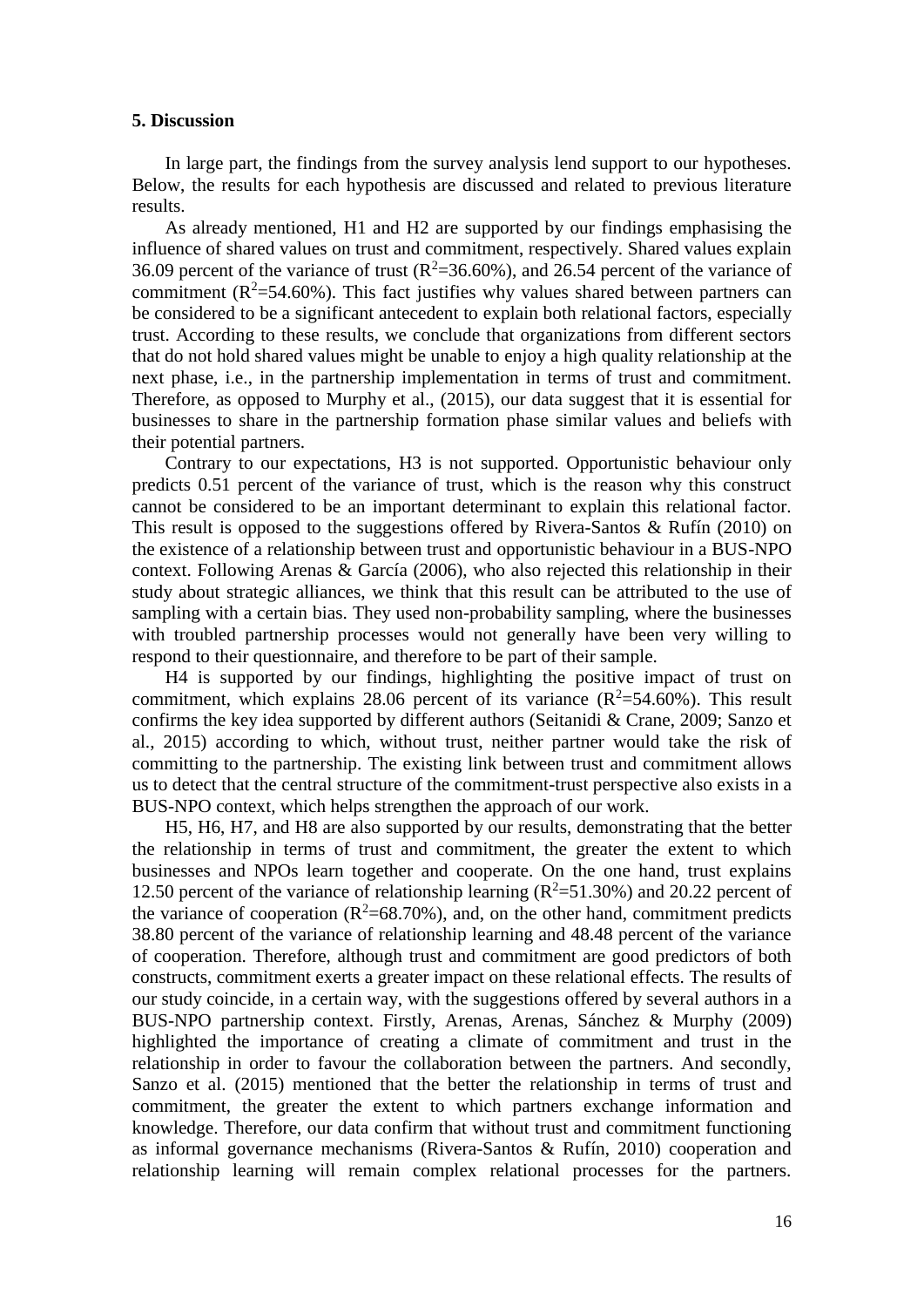## 5. Discussion

In large part, the findings from the survey analysis lend support to our hypotheses. Below, the results for each hypothesis are discussed and related to previous literature results.

As already mentioned, H1 and H2 are supported by our findings emphasising the influence of shared values on trust and commitment, respectively. Shared values explain 36.09 percent of the variance of trust ($R^2$=36.60%), and 26.54 percent of the variance of commitment ($R^2$=54.60%). This fact justifies why values shared between partners can be considered to be a significant antecedent to explain both relational factors, especially trust. According to these results, we conclude that organizations from different sectors that do not hold shared values might be unable to enjoy a high quality relationship at the next phase, i.e., in the partnership implementation in terms of trust and commitment. Therefore, as opposed to Murphy et al., (2015), our data suggest that it is essential for businesses to share in the partnership formation phase similar values and beliefs with their potential partners.

Contrary to our expectations, H3 is not supported. Opportunistic behaviour only predicts 0.51 percent of the variance of trust, which is the reason why this construct cannot be considered to be an important determinant to explain this relational factor. This result is opposed to the suggestions offered by Rivera-Santos & Rufín (2010) on the existence of a relationship between trust and opportunistic behaviour in a BUS-NPO context. Following Arenas & García (2006), who also rejected this relationship in their study about strategic alliances, we think that this result can be attributed to the use of sampling with a certain bias. They used non-probability sampling, where the businesses with troubled partnership processes would not generally have been very willing to respond to their questionnaire, and therefore to be part of their sample.

H4 is supported by our findings, highlighting the positive impact of trust on commitment, which explains 28.06 percent of its variance ($R^2$=54.60%). This result confirms the key idea supported by different authors (Seitanidi & Crane, 2009; Sanzo et al., 2015) according to which, without trust, neither partner would take the risk of committing to the partnership. The existing link between trust and commitment allows us to detect that the central structure of the commitment-trust perspective also exists in a BUS-NPO context, which helps strengthen the approach of our work.

H5, H6, H7, and H8 are also supported by our results, demonstrating that the better the relationship in terms of trust and commitment, the greater the extent to which businesses and NPOs learn together and cooperate. On the one hand, trust explains 12.50 percent of the variance of relationship learning ($R^2$=51.30%) and 20.22 percent of the variance of cooperation ($R^2$=68.70%), and, on the other hand, commitment predicts 38.80 percent of the variance of relationship learning and 48.48 percent of the variance of cooperation. Therefore, although trust and commitment are good predictors of both constructs, commitment exerts a greater impact on these relational effects. The results of our study coincide, in a certain way, with the suggestions offered by several authors in a BUS-NPO partnership context. Firstly, Arenas, Arenas, Sánchez & Murphy (2009) highlighted the importance of creating a climate of commitment and trust in the relationship in order to favour the collaboration between the partners. And secondly, Sanzo et al. (2015) mentioned that the better the relationship in terms of trust and commitment, the greater the extent to which partners exchange information and knowledge. Therefore, our data confirm that without trust and commitment functioning as informal governance mechanisms (Rivera-Santos & Rufín, 2010) cooperation and relationship learning will remain complex relational processes for the partners.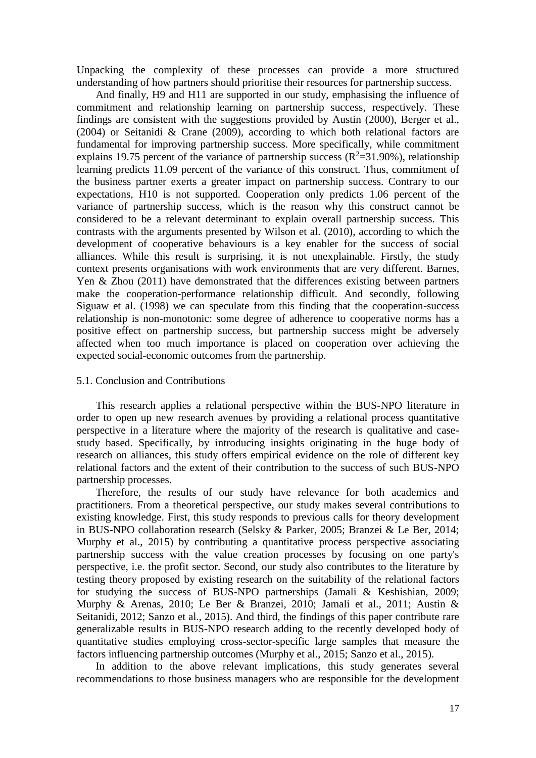Unpacking the complexity of these processes can provide a more structured understanding of how partners should prioritise their resources for partnership success.

And finally, H9 and H11 are supported in our study, emphasising the influence of commitment and relationship learning on partnership success, respectively. These findings are consistent with the suggestions provided by Austin (2000), Berger et al., (2004) or Seitanidi & Crane (2009), according to which both relational factors are fundamental for improving partnership success. More specifically, while commitment explains 19.75 percent of the variance of partnership success ($R^2$=31.90%), relationship learning predicts 11.09 percent of the variance of this construct. Thus, commitment of the business partner exerts a greater impact on partnership success. Contrary to our expectations, H10 is not supported. Cooperation only predicts 1.06 percent of the variance of partnership success, which is the reason why this construct cannot be considered to be a relevant determinant to explain overall partnership success. This contrasts with the arguments presented by Wilson et al. (2010), according to which the development of cooperative behaviours is a key enabler for the success of social alliances. While this result is surprising, it is not unexplainable. Firstly, the study context presents organisations with work environments that are very different. Barnes, Yen & Zhou (2011) have demonstrated that the differences existing between partners make the cooperation-performance relationship difficult. And secondly, following Siguaw et al. (1998) we can speculate from this finding that the cooperation-success relationship is non-monotonic: some degree of adherence to cooperative norms has a positive effect on partnership success, but partnership success might be adversely affected when too much importance is placed on cooperation over achieving the expected social-economic outcomes from the partnership.

### 5.1. Conclusion and Contributions

This research applies a relational perspective within the BUS-NPO literature in order to open up new research avenues by providing a relational process quantitative perspective in a literature where the majority of the research is qualitative and case-study based. Specifically, by introducing insights originating in the huge body of research on alliances, this study offers empirical evidence on the role of different key relational factors and the extent of their contribution to the success of such BUS-NPO partnership processes.

Therefore, the results of our study have relevance for both academics and practitioners. From a theoretical perspective, our study makes several contributions to existing knowledge. First, this study responds to previous calls for theory development in BUS-NPO collaboration research (Selsky & Parker, 2005; Branzei & Le Ber, 2014; Murphy et al., 2015) by contributing a quantitative process perspective associating partnership success with the value creation processes by focusing on one party's perspective, i.e. the profit sector. Second, our study also contributes to the literature by testing theory proposed by existing research on the suitability of the relational factors for studying the success of BUS-NPO partnerships (Jamali & Keshishian, 2009; Murphy & Arenas, 2010; Le Ber & Branzei, 2010; Jamali et al., 2011; Austin & Seitanidi, 2012; Sanzo et al., 2015). And third, the findings of this paper contribute rare generalizable results in BUS-NPO research adding to the recently developed body of quantitative studies employing cross-sector-specific large samples that measure the factors influencing partnership outcomes (Murphy et al., 2015; Sanzo et al., 2015).

In addition to the above relevant implications, this study generates several recommendations to those business managers who are responsible for the development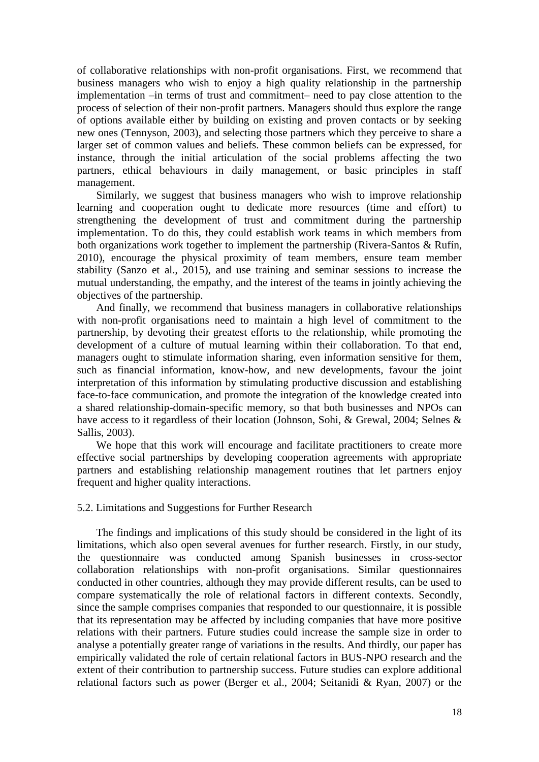of collaborative relationships with non-profit organisations. First, we recommend that business managers who wish to enjoy a high quality relationship in the partnership implementation –in terms of trust and commitment– need to pay close attention to the process of selection of their non-profit partners. Managers should thus explore the range of options available either by building on existing and proven contacts or by seeking new ones (Tennyson, 2003), and selecting those partners which they perceive to share a larger set of common values and beliefs. These common beliefs can be expressed, for instance, through the initial articulation of the social problems affecting the two partners, ethical behaviours in daily management, or basic principles in staff management.

Similarly, we suggest that business managers who wish to improve relationship learning and cooperation ought to dedicate more resources (time and effort) to strengthening the development of trust and commitment during the partnership implementation. To do this, they could establish work teams in which members from both organizations work together to implement the partnership (Rivera-Santos & Rufín, 2010), encourage the physical proximity of team members, ensure team member stability (Sanzo et al., 2015), and use training and seminar sessions to increase the mutual understanding, the empathy, and the interest of the teams in jointly achieving the objectives of the partnership.

And finally, we recommend that business managers in collaborative relationships with non-profit organisations need to maintain a high level of commitment to the partnership, by devoting their greatest efforts to the relationship, while promoting the development of a culture of mutual learning within their collaboration. To that end, managers ought to stimulate information sharing, even information sensitive for them, such as financial information, know-how, and new developments, favour the joint interpretation of this information by stimulating productive discussion and establishing face-to-face communication, and promote the integration of the knowledge created into a shared relationship-domain-specific memory, so that both businesses and NPOs can have access to it regardless of their location (Johnson, Sohi, & Grewal, 2004; Selnes & Sallis, 2003).

We hope that this work will encourage and facilitate practitioners to create more effective social partnerships by developing cooperation agreements with appropriate partners and establishing relationship management routines that let partners enjoy frequent and higher quality interactions.

### 5.2. Limitations and Suggestions for Further Research

The findings and implications of this study should be considered in the light of its limitations, which also open several avenues for further research. Firstly, in our study, the questionnaire was conducted among Spanish businesses in cross-sector collaboration relationships with non-profit organisations. Similar questionnaires conducted in other countries, although they may provide different results, can be used to compare systematically the role of relational factors in different contexts. Secondly, since the sample comprises companies that responded to our questionnaire, it is possible that its representation may be affected by including companies that have more positive relations with their partners. Future studies could increase the sample size in order to analyse a potentially greater range of variations in the results. And thirdly, our paper has empirically validated the role of certain relational factors in BUS-NPO research and the extent of their contribution to partnership success. Future studies can explore additional relational factors such as power (Berger et al., 2004; Seitanidi & Ryan, 2007) or the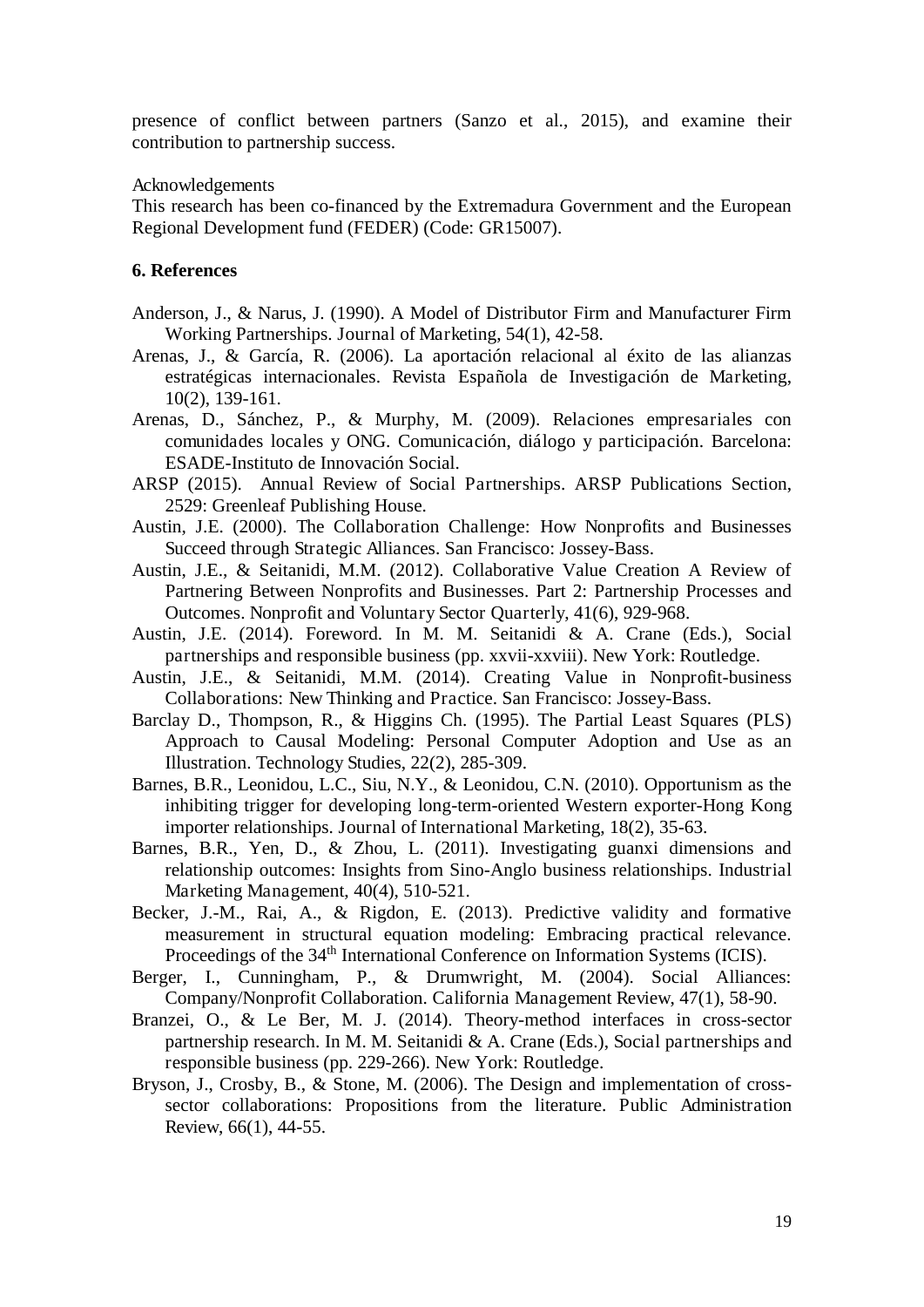presence of conflict between partners (Sanzo et al., 2015), and examine their contribution to partnership success.

Acknowledgements

This research has been co-financed by the Extremadura Government and the European Regional Development fund (FEDER) (Code: GR15007).

## 6. References

Anderson, J., & Narus, J. (1990). A Model of Distributor Firm and Manufacturer Firm Working Partnerships. Journal of Marketing, 54(1), 42-58.

Arenas, J., & García, R. (2006). La aportación relacional al éxito de las alianzas estratégicas internacionales. Revista Española de Investigación de Marketing, 10(2), 139-161.

Arenas, D., Sánchez, P., & Murphy, M. (2009). Relaciones empresariales con comunidades locales y ONG. Comunicación, diálogo y participación. Barcelona: ESADE-Instituto de Innovación Social.

ARSP (2015). Annual Review of Social Partnerships. ARSP Publications Section, 2529: Greenleaf Publishing House.

Austin, J.E. (2000). The Collaboration Challenge: How Nonprofits and Businesses Succeed through Strategic Alliances. San Francisco: Jossey-Bass.

Austin, J.E., & Seitanidi, M.M. (2012). Collaborative Value Creation A Review of Partnering Between Nonprofits and Businesses. Part 2: Partnership Processes and Outcomes. Nonprofit and Voluntary Sector Quarterly, 41(6), 929-968.

Austin, J.E. (2014). Foreword. In M. M. Seitanidi & A. Crane (Eds.), Social partnerships and responsible business (pp. xxvii-xxviii). New York: Routledge.

Austin, J.E., & Seitanidi, M.M. (2014). Creating Value in Nonprofit-business Collaborations: New Thinking and Practice. San Francisco: Jossey-Bass.

Barclay D., Thompson, R., & Higgins Ch. (1995). The Partial Least Squares (PLS) Approach to Causal Modeling: Personal Computer Adoption and Use as an Illustration. Technology Studies, 22(2), 285-309.

Barnes, B.R., Leonidou, L.C., Siu, N.Y., & Leonidou, C.N. (2010). Opportunism as the inhibiting trigger for developing long-term-oriented Western exporter-Hong Kong importer relationships. Journal of International Marketing, 18(2), 35-63.

Barnes, B.R., Yen, D., & Zhou, L. (2011). Investigating guanxi dimensions and relationship outcomes: Insights from Sino-Anglo business relationships. Industrial Marketing Management, 40(4), 510-521.

Becker, J.-M., Rai, A., & Rigdon, E. (2013). Predictive validity and formative measurement in structural equation modeling: Embracing practical relevance. Proceedings of the 34th International Conference on Information Systems (ICIS).

Berger, I., Cunningham, P., & Drumwright, M. (2004). Social Alliances: Company/Nonprofit Collaboration. California Management Review, 47(1), 58-90.

Branzei, O., & Le Ber, M. J. (2014). Theory-method interfaces in cross-sector partnership research. In M. M. Seitanidi & A. Crane (Eds.), Social partnerships and responsible business (pp. 229-266). New York: Routledge.

Bryson, J., Crosby, B., & Stone, M. (2006). The Design and implementation of cross-sector collaborations: Propositions from the literature. Public Administration Review, 66(1), 44-55.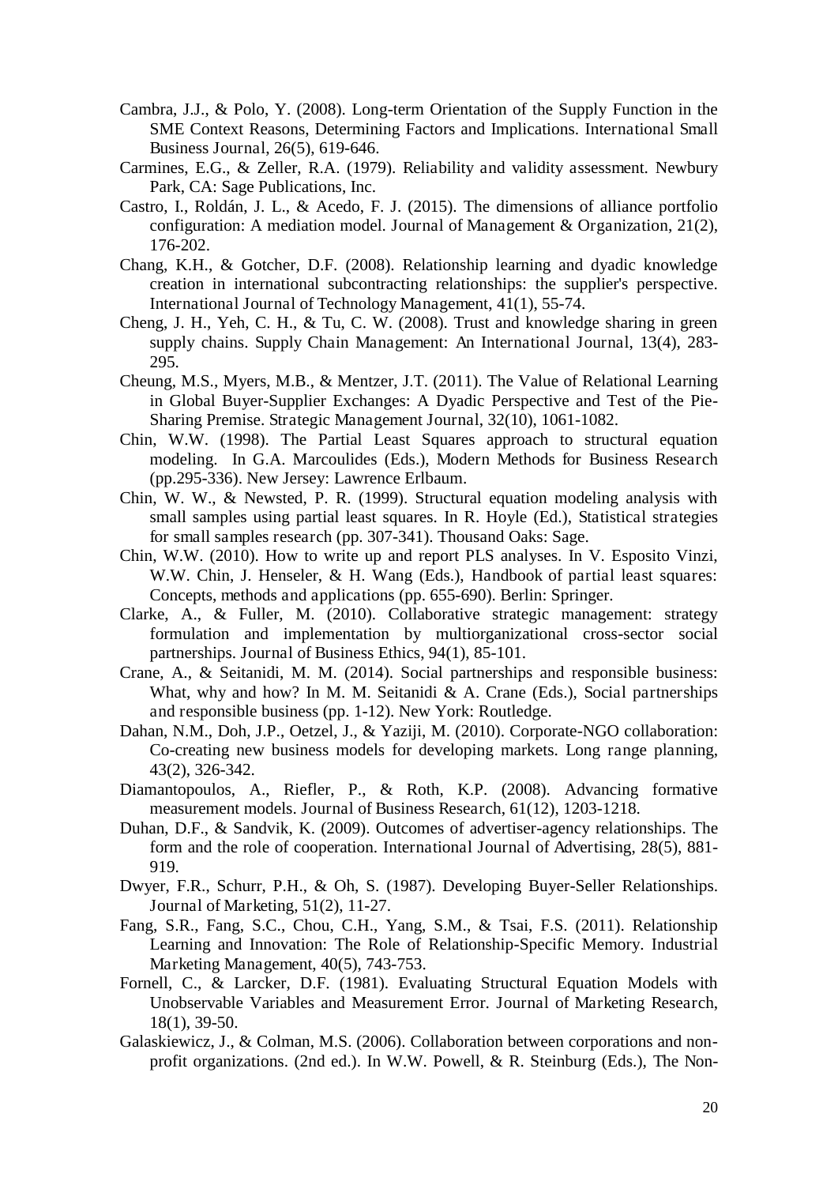Cambra, J.J., & Polo, Y. (2008). Long-term Orientation of the Supply Function in the SME Context Reasons, Determining Factors and Implications. International Small Business Journal, 26(5), 619-646.

Carmines, E.G., & Zeller, R.A. (1979). Reliability and validity assessment. Newbury Park, CA: Sage Publications, Inc.

Castro, I., Roldán, J. L., & Acedo, F. J. (2015). The dimensions of alliance portfolio configuration: A mediation model. Journal of Management & Organization, 21(2), 176-202.

Chang, K.H., & Gotcher, D.F. (2008). Relationship learning and dyadic knowledge creation in international subcontracting relationships: the supplier's perspective. International Journal of Technology Management, 41(1), 55-74.

Cheng, J. H., Yeh, C. H., & Tu, C. W. (2008). Trust and knowledge sharing in green supply chains. Supply Chain Management: An International Journal, 13(4), 283-295.

Cheung, M.S., Myers, M.B., & Mentzer, J.T. (2011). The Value of Relational Learning in Global Buyer-Supplier Exchanges: A Dyadic Perspective and Test of the Pie-Sharing Premise. Strategic Management Journal, 32(10), 1061-1082.

Chin, W.W. (1998). The Partial Least Squares approach to structural equation modeling. In G.A. Marcoulides (Eds.), Modern Methods for Business Research (pp.295-336). New Jersey: Lawrence Erlbaum.

Chin, W. W., & Newsted, P. R. (1999). Structural equation modeling analysis with small samples using partial least squares. In R. Hoyle (Ed.), Statistical strategies for small samples research (pp. 307-341). Thousand Oaks: Sage.

Chin, W.W. (2010). How to write up and report PLS analyses. In V. Esposito Vinzi, W.W. Chin, J. Henseler, & H. Wang (Eds.), Handbook of partial least squares: Concepts, methods and applications (pp. 655-690). Berlin: Springer.

Clarke, A., & Fuller, M. (2010). Collaborative strategic management: strategy formulation and implementation by multiorganizational cross-sector social partnerships. Journal of Business Ethics, 94(1), 85-101.

Crane, A., & Seitanidi, M. M. (2014). Social partnerships and responsible business: What, why and how? In M. M. Seitanidi & A. Crane (Eds.), Social partnerships and responsible business (pp. 1-12). New York: Routledge.

Dahan, N.M., Doh, J.P., Oetzel, J., & Yaziji, M. (2010). Corporate-NGO collaboration: Co-creating new business models for developing markets. Long range planning, 43(2), 326-342.

Diamantopoulos, A., Riefler, P., & Roth, K.P. (2008). Advancing formative measurement models. Journal of Business Research, 61(12), 1203-1218.

Duhan, D.F., & Sandvik, K. (2009). Outcomes of advertiser-agency relationships. The form and the role of cooperation. International Journal of Advertising, 28(5), 881-919.

Dwyer, F.R., Schurr, P.H., & Oh, S. (1987). Developing Buyer-Seller Relationships. Journal of Marketing, 51(2), 11-27.

Fang, S.R., Fang, S.C., Chou, C.H., Yang, S.M., & Tsai, F.S. (2011). Relationship Learning and Innovation: The Role of Relationship-Specific Memory. Industrial Marketing Management, 40(5), 743-753.

Fornell, C., & Larcker, D.F. (1981). Evaluating Structural Equation Models with Unobservable Variables and Measurement Error. Journal of Marketing Research, 18(1), 39-50.

Galaskiewicz, J., & Colman, M.S. (2006). Collaboration between corporations and non-profit organizations. (2nd ed.). In W.W. Powell, & R. Steinburg (Eds.), The Non-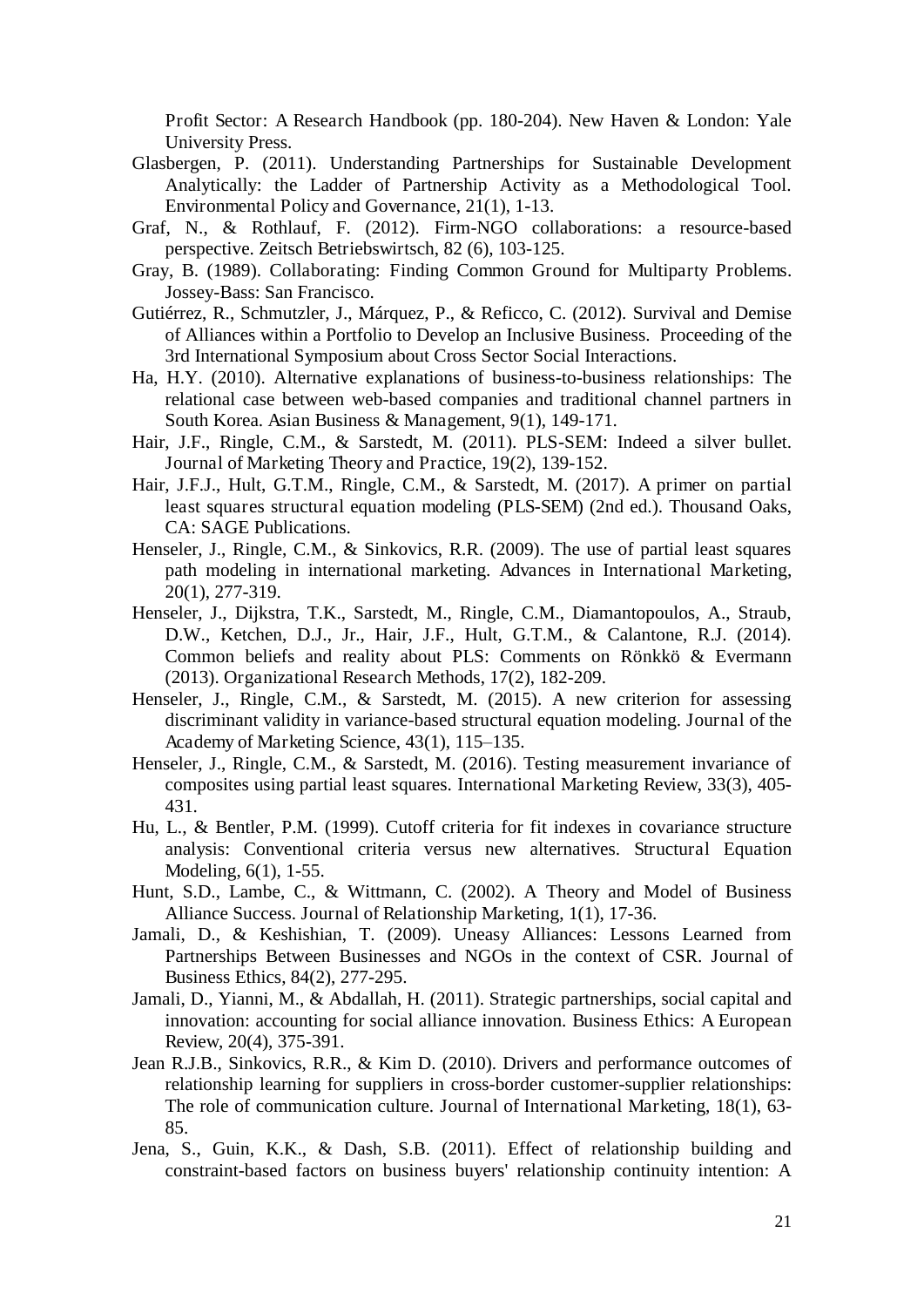Profit Sector: A Research Handbook (pp. 180-204). New Haven & London: Yale University Press.

Glasbergen, P. (2011). Understanding Partnerships for Sustainable Development Analytically: the Ladder of Partnership Activity as a Methodological Tool. Environmental Policy and Governance, 21(1), 1-13.

Graf, N., & Rothlauf, F. (2012). Firm-NGO collaborations: a resource-based perspective. Zeitsch Betriebswirtsch, 82 (6), 103-125.

Gray, B. (1989). Collaborating: Finding Common Ground for Multiparty Problems. Jossey-Bass: San Francisco.

Gutiérrez, R., Schmutzler, J., Márquez, P., & Reficco, C. (2012). Survival and Demise of Alliances within a Portfolio to Develop an Inclusive Business. Proceeding of the 3rd International Symposium about Cross Sector Social Interactions.

Ha, H.Y. (2010). Alternative explanations of business-to-business relationships: The relational case between web-based companies and traditional channel partners in South Korea. Asian Business & Management, 9(1), 149-171.

Hair, J.F., Ringle, C.M., & Sarstedt, M. (2011). PLS-SEM: Indeed a silver bullet. Journal of Marketing Theory and Practice, 19(2), 139-152.

Hair, J.F.J., Hult, G.T.M., Ringle, C.M., & Sarstedt, M. (2017). A primer on partial least squares structural equation modeling (PLS-SEM) (2nd ed.). Thousand Oaks, CA: SAGE Publications.

Henseler, J., Ringle, C.M., & Sinkovics, R.R. (2009). The use of partial least squares path modeling in international marketing. Advances in International Marketing, 20(1), 277-319.

Henseler, J., Dijkstra, T.K., Sarstedt, M., Ringle, C.M., Diamantopoulos, A., Straub, D.W., Ketchen, D.J., Jr., Hair, J.F., Hult, G.T.M., & Calantone, R.J. (2014). Common beliefs and reality about PLS: Comments on Rönkkö & Evermann (2013). Organizational Research Methods, 17(2), 182-209.

Henseler, J., Ringle, C.M., & Sarstedt, M. (2015). A new criterion for assessing discriminant validity in variance-based structural equation modeling. Journal of the Academy of Marketing Science, 43(1), 115–135.

Henseler, J., Ringle, C.M., & Sarstedt, M. (2016). Testing measurement invariance of composites using partial least squares. International Marketing Review, 33(3), 405-431.

Hu, L., & Bentler, P.M. (1999). Cutoff criteria for fit indexes in covariance structure analysis: Conventional criteria versus new alternatives. Structural Equation Modeling, 6(1), 1-55.

Hunt, S.D., Lambe, C., & Wittmann, C. (2002). A Theory and Model of Business Alliance Success. Journal of Relationship Marketing, 1(1), 17-36.

Jamali, D., & Keshishian, T. (2009). Uneasy Alliances: Lessons Learned from Partnerships Between Businesses and NGOs in the context of CSR. Journal of Business Ethics, 84(2), 277-295.

Jamali, D., Yianni, M., & Abdallah, H. (2011). Strategic partnerships, social capital and innovation: accounting for social alliance innovation. Business Ethics: A European Review, 20(4), 375-391.

Jean R.J.B., Sinkovics, R.R., & Kim D. (2010). Drivers and performance outcomes of relationship learning for suppliers in cross-border customer-supplier relationships: The role of communication culture. Journal of International Marketing, 18(1), 63-85.

Jena, S., Guin, K.K., & Dash, S.B. (2011). Effect of relationship building and constraint-based factors on business buyers' relationship continuity intention: A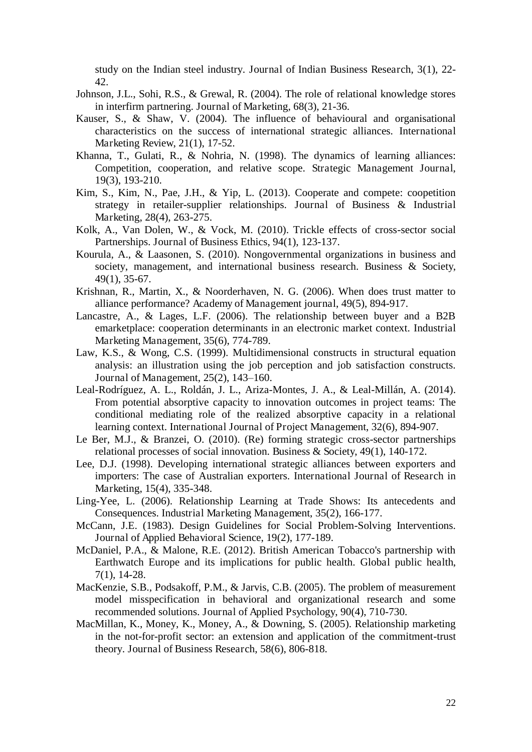study on the Indian steel industry. Journal of Indian Business Research, 3(1), 22-42.

Johnson, J.L., Sohi, R.S., & Grewal, R. (2004). The role of relational knowledge stores in interfirm partnering. Journal of Marketing, 68(3), 21-36.

Kauser, S., & Shaw, V. (2004). The influence of behavioural and organisational characteristics on the success of international strategic alliances. International Marketing Review, 21(1), 17-52.

Khanna, T., Gulati, R., & Nohria, N. (1998). The dynamics of learning alliances: Competition, cooperation, and relative scope. Strategic Management Journal, 19(3), 193-210.

Kim, S., Kim, N., Pae, J.H., & Yip, L. (2013). Cooperate and compete: coopetition strategy in retailer-supplier relationships. Journal of Business & Industrial Marketing, 28(4), 263-275.

Kolk, A., Van Dolen, W., & Vock, M. (2010). Trickle effects of cross-sector social Partnerships. Journal of Business Ethics, 94(1), 123-137.

Kourula, A., & Laasonen, S. (2010). Nongovernmental organizations in business and society, management, and international business research. Business & Society, 49(1), 35-67.

Krishnan, R., Martin, X., & Noorderhaven, N. G. (2006). When does trust matter to alliance performance? Academy of Management journal, 49(5), 894-917.

Lancastre, A., & Lages, L.F. (2006). The relationship between buyer and a B2B emarketplace: cooperation determinants in an electronic market context. Industrial Marketing Management, 35(6), 774-789.

Law, K.S., & Wong, C.S. (1999). Multidimensional constructs in structural equation analysis: an illustration using the job perception and job satisfaction constructs. Journal of Management, 25(2), 143–160.

Leal-Rodríguez, A. L., Roldán, J. L., Ariza-Montes, J. A., & Leal-Millán, A. (2014). From potential absorptive capacity to innovation outcomes in project teams: The conditional mediating role of the realized absorptive capacity in a relational learning context. International Journal of Project Management, 32(6), 894-907.

Le Ber, M.J., & Branzei, O. (2010). (Re) forming strategic cross-sector partnerships relational processes of social innovation. Business & Society, 49(1), 140-172.

Lee, D.J. (1998). Developing international strategic alliances between exporters and importers: The case of Australian exporters. International Journal of Research in Marketing, 15(4), 335-348.

Ling-Yee, L. (2006). Relationship Learning at Trade Shows: Its antecedents and Consequences. Industrial Marketing Management, 35(2), 166-177.

McCann, J.E. (1983). Design Guidelines for Social Problem-Solving Interventions. Journal of Applied Behavioral Science, 19(2), 177-189.

McDaniel, P.A., & Malone, R.E. (2012). British American Tobacco's partnership with Earthwatch Europe and its implications for public health. Global public health, 7(1), 14-28.

MacKenzie, S.B., Podsakoff, P.M., & Jarvis, C.B. (2005). The problem of measurement model misspecification in behavioral and organizational research and some recommended solutions. Journal of Applied Psychology, 90(4), 710-730.

MacMillan, K., Money, K., Money, A., & Downing, S. (2005). Relationship marketing in the not-for-profit sector: an extension and application of the commitment-trust theory. Journal of Business Research, 58(6), 806-818.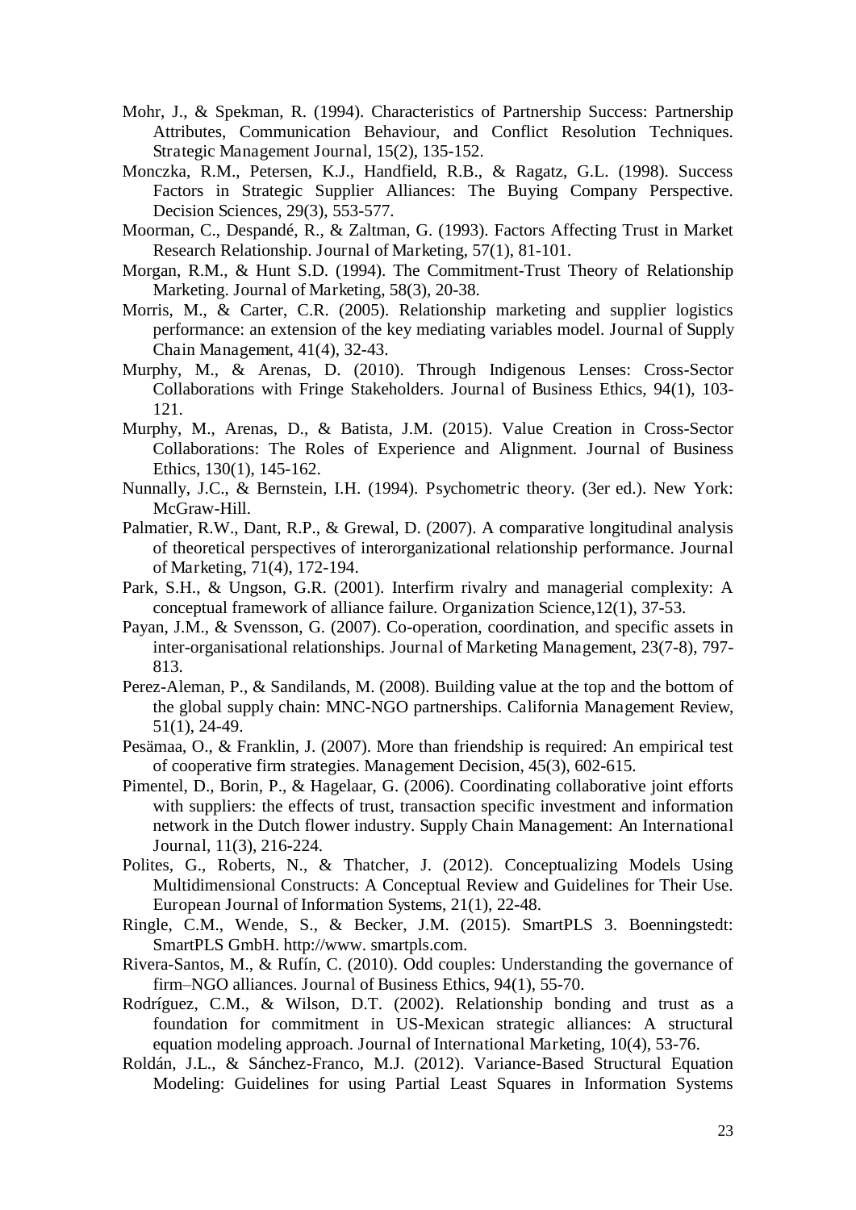Mohr, J., & Spekman, R. (1994). Characteristics of Partnership Success: Partnership Attributes, Communication Behaviour, and Conflict Resolution Techniques. Strategic Management Journal, 15(2), 135-152.

Monczka, R.M., Petersen, K.J., Handfield, R.B., & Ragatz, G.L. (1998). Success Factors in Strategic Supplier Alliances: The Buying Company Perspective. Decision Sciences, 29(3), 553-577.

Moorman, C., Despandé, R., & Zaltman, G. (1993). Factors Affecting Trust in Market Research Relationship. Journal of Marketing, 57(1), 81-101.

Morgan, R.M., & Hunt S.D. (1994). The Commitment-Trust Theory of Relationship Marketing. Journal of Marketing, 58(3), 20-38.

Morris, M., & Carter, C.R. (2005). Relationship marketing and supplier logistics performance: an extension of the key mediating variables model. Journal of Supply Chain Management, 41(4), 32-43.

Murphy, M., & Arenas, D. (2010). Through Indigenous Lenses: Cross-Sector Collaborations with Fringe Stakeholders. Journal of Business Ethics, 94(1), 103-121.

Murphy, M., Arenas, D., & Batista, J.M. (2015). Value Creation in Cross-Sector Collaborations: The Roles of Experience and Alignment. Journal of Business Ethics, 130(1), 145-162.

Nunnally, J.C., & Bernstein, I.H. (1994). Psychometric theory. (3er ed.). New York: McGraw-Hill.

Palmatier, R.W., Dant, R.P., & Grewal, D. (2007). A comparative longitudinal analysis of theoretical perspectives of interorganizational relationship performance. Journal of Marketing, 71(4), 172-194.

Park, S.H., & Ungson, G.R. (2001). Interfirm rivalry and managerial complexity: A conceptual framework of alliance failure. Organization Science,12(1), 37-53.

Payan, J.M., & Svensson, G. (2007). Co-operation, coordination, and specific assets in inter-organisational relationships. Journal of Marketing Management, 23(7-8), 797-813.

Perez-Aleman, P., & Sandilands, M. (2008). Building value at the top and the bottom of the global supply chain: MNC-NGO partnerships. California Management Review, 51(1), 24-49.

Pesämaa, O., & Franklin, J. (2007). More than friendship is required: An empirical test of cooperative firm strategies. Management Decision, 45(3), 602-615.

Pimentel, D., Borin, P., & Hagelaar, G. (2006). Coordinating collaborative joint efforts with suppliers: the effects of trust, transaction specific investment and information network in the Dutch flower industry. Supply Chain Management: An International Journal, 11(3), 216-224.

Polites, G., Roberts, N., & Thatcher, J. (2012). Conceptualizing Models Using Multidimensional Constructs: A Conceptual Review and Guidelines for Their Use. European Journal of Information Systems, 21(1), 22-48.

Ringle, C.M., Wende, S., & Becker, J.M. (2015). SmartPLS 3. Boenningstedt: SmartPLS GmbH. http://www. smartpls.com.

Rivera-Santos, M., & Rufín, C. (2010). Odd couples: Understanding the governance of firm–NGO alliances. Journal of Business Ethics, 94(1), 55-70.

Rodríguez, C.M., & Wilson, D.T. (2002). Relationship bonding and trust as a foundation for commitment in US-Mexican strategic alliances: A structural equation modeling approach. Journal of International Marketing, 10(4), 53-76.

Roldán, J.L., & Sánchez-Franco, M.J. (2012). Variance-Based Structural Equation Modeling: Guidelines for using Partial Least Squares in Information Systems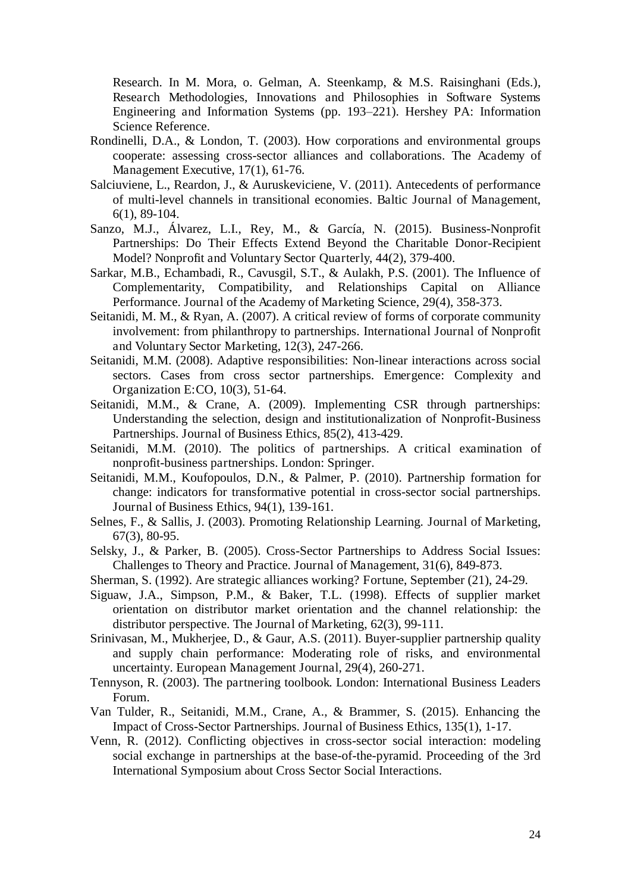Research. In M. Mora, o. Gelman, A. Steenkamp, & M.S. Raisinghani (Eds.), Research Methodologies, Innovations and Philosophies in Software Systems Engineering and Information Systems (pp. 193–221). Hershey PA: Information Science Reference.

Rondinelli, D.A., & London, T. (2003). How corporations and environmental groups cooperate: assessing cross-sector alliances and collaborations. The Academy of Management Executive, 17(1), 61-76.

Salciuviene, L., Reardon, J., & Auruskeviciene, V. (2011). Antecedents of performance of multi-level channels in transitional economies. Baltic Journal of Management, 6(1), 89-104.

Sanzo, M.J., Álvarez, L.I., Rey, M., & García, N. (2015). Business-Nonprofit Partnerships: Do Their Effects Extend Beyond the Charitable Donor-Recipient Model? Nonprofit and Voluntary Sector Quarterly, 44(2), 379-400.

Sarkar, M.B., Echambadi, R., Cavusgil, S.T., & Aulakh, P.S. (2001). The Influence of Complementarity, Compatibility, and Relationships Capital on Alliance Performance. Journal of the Academy of Marketing Science, 29(4), 358-373.

Seitanidi, M. M., & Ryan, A. (2007). A critical review of forms of corporate community involvement: from philanthropy to partnerships. International Journal of Nonprofit and Voluntary Sector Marketing, 12(3), 247-266.

Seitanidi, M.M. (2008). Adaptive responsibilities: Non-linear interactions across social sectors. Cases from cross sector partnerships. Emergence: Complexity and Organization E:CO, 10(3), 51-64.

Seitanidi, M.M., & Crane, A. (2009). Implementing CSR through partnerships: Understanding the selection, design and institutionalization of Nonprofit-Business Partnerships. Journal of Business Ethics, 85(2), 413-429.

Seitanidi, M.M. (2010). The politics of partnerships. A critical examination of nonprofit-business partnerships. London: Springer.

Seitanidi, M.M., Koufopoulos, D.N., & Palmer, P. (2010). Partnership formation for change: indicators for transformative potential in cross-sector social partnerships. Journal of Business Ethics, 94(1), 139-161.

Selnes, F., & Sallis, J. (2003). Promoting Relationship Learning. Journal of Marketing, 67(3), 80-95.

Selsky, J., & Parker, B. (2005). Cross-Sector Partnerships to Address Social Issues: Challenges to Theory and Practice. Journal of Management, 31(6), 849-873.

Sherman, S. (1992). Are strategic alliances working? Fortune, September (21), 24-29.

Siguaw, J.A., Simpson, P.M., & Baker, T.L. (1998). Effects of supplier market orientation on distributor market orientation and the channel relationship: the distributor perspective. The Journal of Marketing, 62(3), 99-111.

Srinivasan, M., Mukherjee, D., & Gaur, A.S. (2011). Buyer-supplier partnership quality and supply chain performance: Moderating role of risks, and environmental uncertainty. European Management Journal, 29(4), 260-271.

Tennyson, R. (2003). The partnering toolbook. London: International Business Leaders Forum.

Van Tulder, R., Seitanidi, M.M., Crane, A., & Brammer, S. (2015). Enhancing the Impact of Cross-Sector Partnerships. Journal of Business Ethics, 135(1), 1-17.

Venn, R. (2012). Conflicting objectives in cross-sector social interaction: modeling social exchange in partnerships at the base-of-the-pyramid. Proceeding of the 3rd International Symposium about Cross Sector Social Interactions.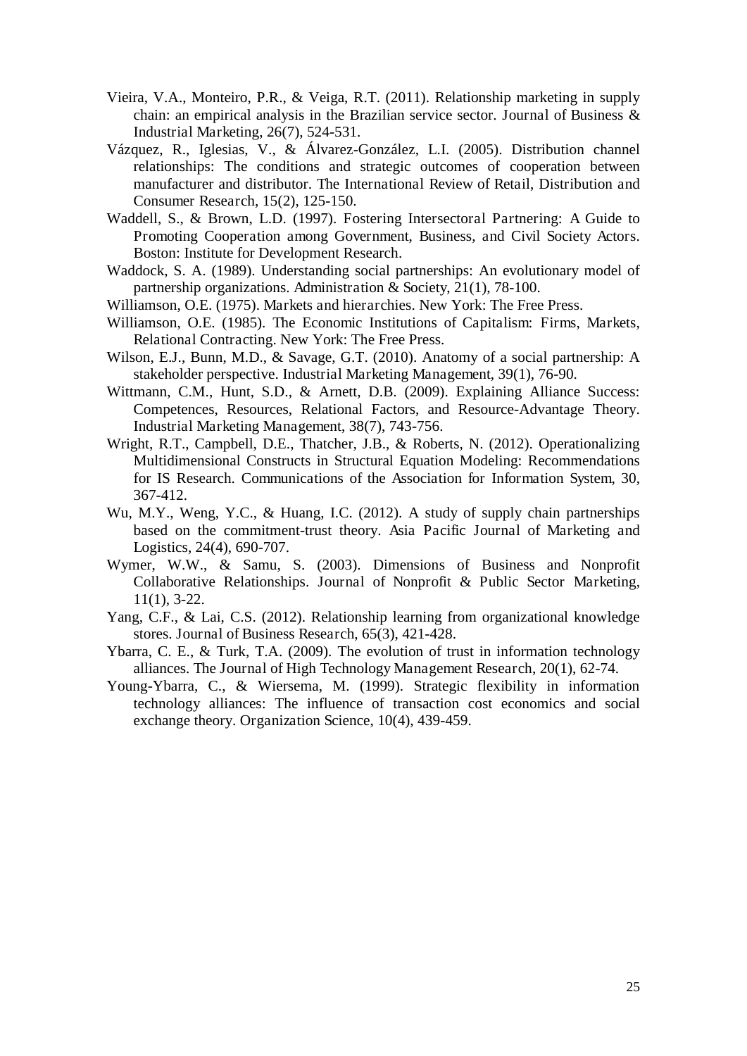Vieira, V.A., Monteiro, P.R., & Veiga, R.T. (2011). Relationship marketing in supply chain: an empirical analysis in the Brazilian service sector. Journal of Business & Industrial Marketing, 26(7), 524-531.

Vázquez, R., Iglesias, V., & Álvarez-González, L.I. (2005). Distribution channel relationships: The conditions and strategic outcomes of cooperation between manufacturer and distributor. The International Review of Retail, Distribution and Consumer Research, 15(2), 125-150.

Waddell, S., & Brown, L.D. (1997). Fostering Intersectoral Partnering: A Guide to Promoting Cooperation among Government, Business, and Civil Society Actors. Boston: Institute for Development Research.

Waddock, S. A. (1989). Understanding social partnerships: An evolutionary model of partnership organizations. Administration & Society, 21(1), 78-100.

Williamson, O.E. (1975). Markets and hierarchies. New York: The Free Press.

Williamson, O.E. (1985). The Economic Institutions of Capitalism: Firms, Markets, Relational Contracting. New York: The Free Press.

Wilson, E.J., Bunn, M.D., & Savage, G.T. (2010). Anatomy of a social partnership: A stakeholder perspective. Industrial Marketing Management, 39(1), 76-90.

Wittmann, C.M., Hunt, S.D., & Arnett, D.B. (2009). Explaining Alliance Success: Competences, Resources, Relational Factors, and Resource-Advantage Theory. Industrial Marketing Management, 38(7), 743-756.

Wright, R.T., Campbell, D.E., Thatcher, J.B., & Roberts, N. (2012). Operationalizing Multidimensional Constructs in Structural Equation Modeling: Recommendations for IS Research. Communications of the Association for Information System, 30, 367-412.

Wu, M.Y., Weng, Y.C., & Huang, I.C. (2012). A study of supply chain partnerships based on the commitment-trust theory. Asia Pacific Journal of Marketing and Logistics, 24(4), 690-707.

Wymer, W.W., & Samu, S. (2003). Dimensions of Business and Nonprofit Collaborative Relationships. Journal of Nonprofit & Public Sector Marketing, 11(1), 3-22.

Yang, C.F., & Lai, C.S. (2012). Relationship learning from organizational knowledge stores. Journal of Business Research, 65(3), 421-428.

Ybarra, C. E., & Turk, T.A. (2009). The evolution of trust in information technology alliances. The Journal of High Technology Management Research, 20(1), 62-74.

Young-Ybarra, C., & Wiersema, M. (1999). Strategic flexibility in information technology alliances: The influence of transaction cost economics and social exchange theory. Organization Science, 10(4), 439-459.